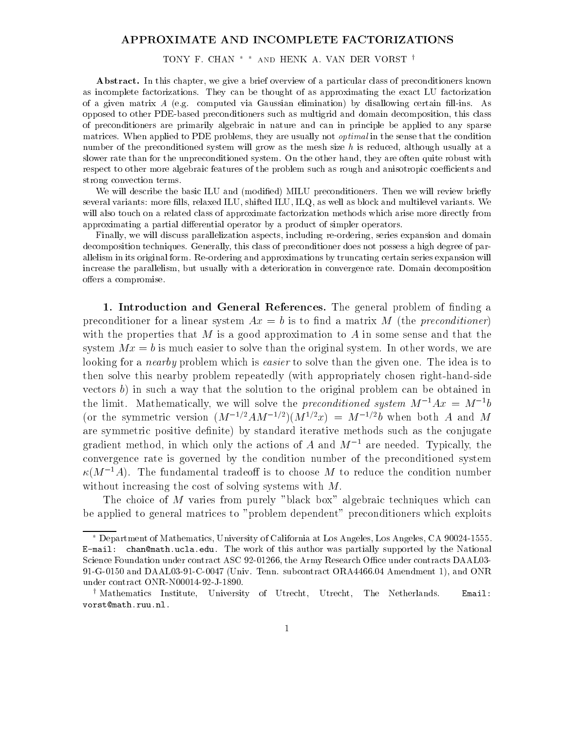# APPROXIMATE AND INCOMPLETE FACTORIZATIONS

TONY F. CHAN [*] AND HENK A. VAN DER VORST [†]

**Abstract.** In this chapter, we give a brief overview of a particular class of preconditioners known as incomplete factorizations. They can be thought of as approximating the exact LU factorization of a given matrix $A$ (e.g. computed via Gaussian elimination) by disallowing certain fill-ins. As opposed to other PDE-based preconditioners such as multigrid and domain decomposition, this class of preconditioners are primarily algebraic in nature and can in principle be applied to any sparse matrices. When applied to PDE problems, they are usually not *optimal* in the sense that the condition number of the preconditioned system will grow as the mesh size $h$ is reduced, although usually at a slower rate than for the unpreconditioned system. On the other hand, they are often quite robust with respect to other more algebraic features of the problem such as rough and anisotropic coefficients and strong convection terms.

We will describe the basic ILU and (modified) MILU preconditioners. Then we will review briefly several variants: more fills, relaxed ILU, shifted ILU, ILQ, as well as block and multilevel variants. We will also touch on a related class of approximate factorization methods which arise more directly from approximating a partial differential operator by a product of simpler operators.

Finally, we will discuss parallelization aspects, including re-ordering, series expansion and domain decomposition techniques. Generally, this class of preconditioner does not possess a high degree of parallelism in its original form. Re-ordering and approximations by truncating certain series expansion will increase the parallelism, but usually with a deterioration in convergence rate. Domain decomposition offers a compromise.

## 1. Introduction and General References.

The general problem of finding a preconditioner for a linear system $Ax = b$ is to find a matrix $M$ (the *preconditioner*) with the properties that $M$ is a good approximation to $A$ in some sense and that the system $Mx = b$ is much easier to solve than the original system. In other words, we are looking for a *nearby* problem which is *easier* to solve than the given one. The idea is to then solve this nearby problem repeatedly (with appropriately chosen right-hand-side vectors $b$) in such a way that the solution to the original problem can be obtained in the limit. Mathematically, we will solve the *preconditioned system* $M^{-1}Ax = M^{-1}b$ (or the symmetric version $(M^{-1/2}AM^{-1/2})(M^{1/2}x) = M^{-1/2}b$ when both $A$ and $M$ are symmetric positive definite) by standard iterative methods such as the conjugate gradient method, in which only the actions of $A$ and $M^{-1}$ are needed. Typically, the convergence rate is governed by the condition number of the preconditioned system $\kappa(M^{-1}A)$. The fundamental tradeoff is to choose $M$ to reduce the condition number without increasing the cost of solving systems with $M$.

The choice of $M$ varies from purely "black box" algebraic techniques which can be applied to general matrices to "problem dependent" preconditioners which exploits

---

[*] Department of Mathematics, University of California at Los Angeles, Los Angeles, CA 90024-1555. E-mail: chan@math.ucla.edu. The work of this author was partially supported by the National Science Foundation under contract ASC 92-01266, the Army Research Office under contracts DAAL03-91-G-0150 and DAAL03-91-C-0047 (Univ. Tenn. subcontract ORA4466.04 Amendment 1), and ONR under contract ONR-N00014-92-J-1890.

[†] Mathematics Institute, University of Utrecht, Utrecht, The Netherlands. Email: vorst@math.ruu.nl.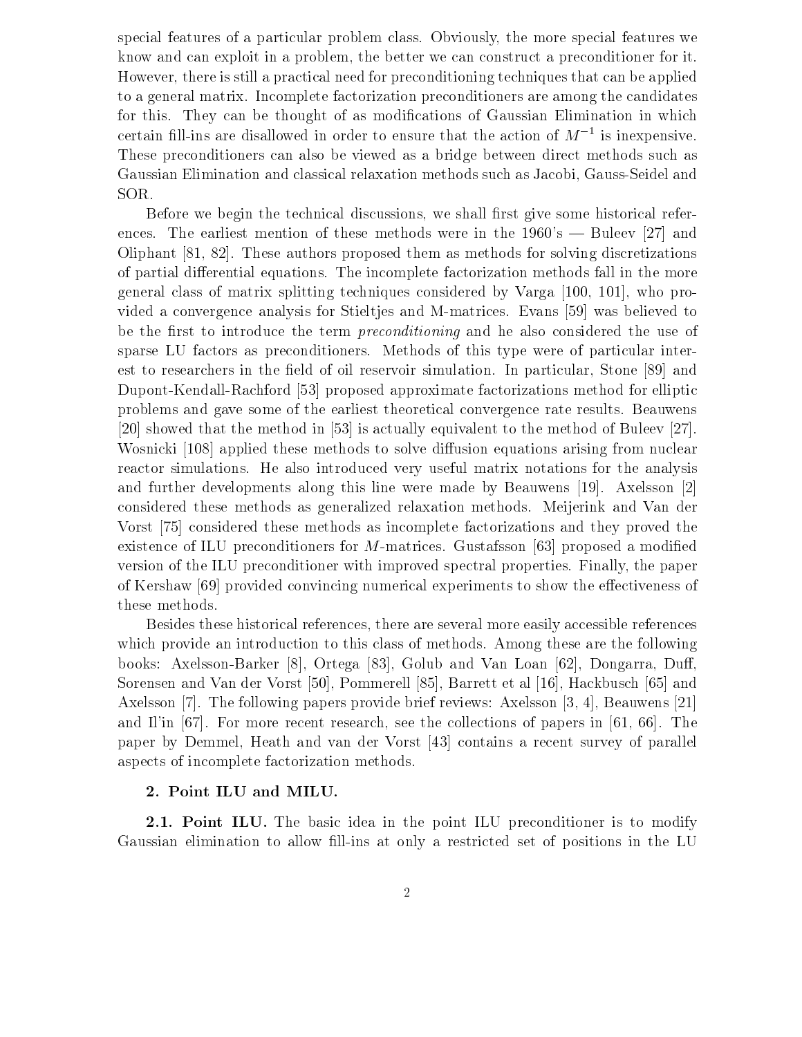special features of a particular problem class. Obviously, the more special features we know and can exploit in a problem, the better we can construct a preconditioner for it. However, there is still a practical need for preconditioning techniques that can be applied to a general matrix. Incomplete factorization preconditioners are among the candidates for this. They can be thought of as modifications of Gaussian Elimination in which certain fill-ins are disallowed in order to ensure that the action of $M^{-1}$ is inexpensive. These preconditioners can also be viewed as a bridge between direct methods such as Gaussian Elimination and classical relaxation methods such as Jacobi, Gauss-Seidel and SOR.

Before we begin the technical discussions, we shall first give some historical references. The earliest mention of these methods were in the 1960's — Buleev [27] and Oliphant [81, 82]. These authors proposed them as methods for solving discretizations of partial differential equations. The incomplete factorization methods fall in the more general class of matrix splitting techniques considered by Varga [100, 101], who provided a convergence analysis for Stieltjes and M-matrices. Evans [59] was believed to be the first to introduce the term *preconditioning* and he also considered the use of sparse LU factors as preconditioners. Methods of this type were of particular interest to researchers in the field of oil reservoir simulation. In particular, Stone [89] and Dupont-Kendall-Rachford [53] proposed approximate factorizations method for elliptic problems and gave some of the earliest theoretical convergence rate results. Beauwens [20] showed that the method in [53] is actually equivalent to the method of Buleev [27]. Wosnicki [108] applied these methods to solve diffusion equations arising from nuclear reactor simulations. He also introduced very useful matrix notations for the analysis and further developments along this line were made by Beauwens [19]. Axelsson [2] considered these methods as generalized relaxation methods. Meijerink and Van der Vorst [75] considered these methods as incomplete factorizations and they proved the existence of ILU preconditioners for $M$-matrices. Gustafsson [63] proposed a modified version of the ILU preconditioner with improved spectral properties. Finally, the paper of Kershaw [69] provided convincing numerical experiments to show the effectiveness of these methods.

Besides these historical references, there are several more easily accessible references which provide an introduction to this class of methods. Among these are the following books: Axelsson-Barker [8], Ortega [83], Golub and Van Loan [62], Dongarra, Duff, Sorensen and Van der Vorst [50], Pommerell [85], Barrett et al [16], Hackbusch [65] and Axelsson [7]. The following papers provide brief reviews: Axelsson [3, 4], Beauwens [21] and Il'in [67]. For more recent research, see the collections of papers in [61, 66]. The paper by Demmel, Heath and van der Vorst [43] contains a recent survey of parallel aspects of incomplete factorization methods.

## 2. Point ILU and MILU.

**2.1. Point ILU.** The basic idea in the point ILU preconditioner is to modify Gaussian elimination to allow fill-ins at only a restricted set of positions in the LU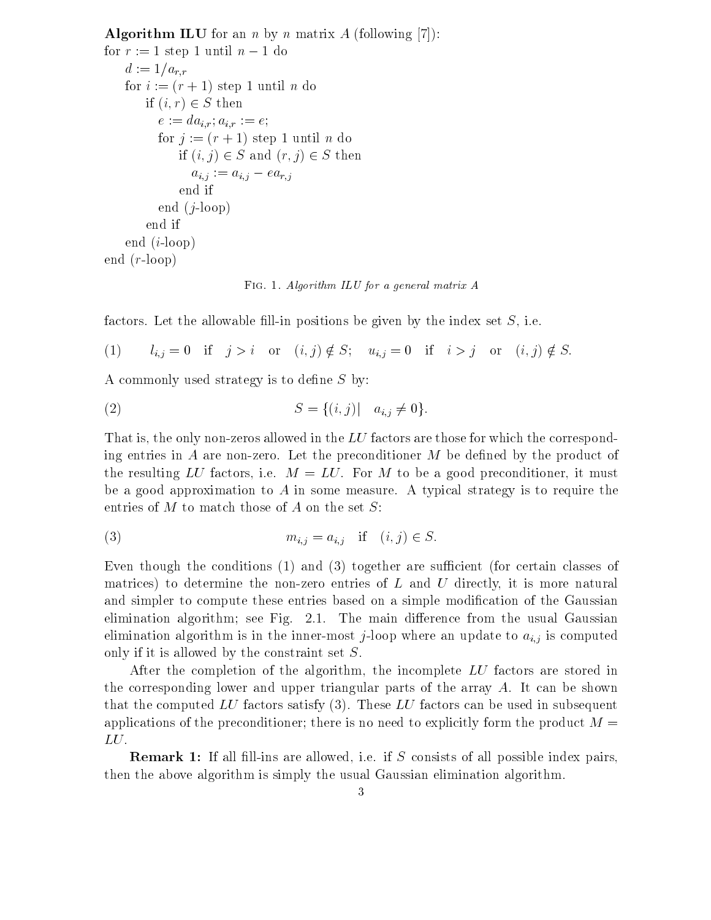**Algorithm ILU** for an $n$ by $n$ matrix $A$ (following [7]):

```
for r := 1 step 1 until n − 1 do
    d := 1/a_{r,r}
    for i := (r + 1) step 1 until n do
        if (i, r) ∈ S then
            e := d a_{i,r}; a_{i,r} := e;
            for j := (r + 1) step 1 until n do
                if (i, j) ∈ S and (r, j) ∈ S then
                    a_{i,j} := a_{i,j} − e a_{r,j}
                end if
            end (j-loop)
        end if
    end (i-loop)
end (r-loop)
```

Fig. 1. *Algorithm ILU for a general matrix A*

factors. Let the allowable fill-in positions be given by the index set $S$, i.e.

$$l_{i,j} = 0 \quad \text{if} \quad j > i \quad \text{or} \quad (i,j) \notin S; \quad u_{i,j} = 0 \quad \text{if} \quad i > j \quad \text{or} \quad (i,j) \notin S. \tag{1}$$

A commonly used strategy is to define $S$ by:

$$S = \{(i,j) | \quad a_{i,j} \neq 0\}. \tag{2}$$

That is, the only non-zeros allowed in the $LU$ factors are those for which the corresponding entries in $A$ are non-zero. Let the preconditioner $M$ be defined by the product of the resulting $LU$ factors, i.e. $M = LU$. For $M$ to be a good preconditioner, it must be a good approximation to $A$ in some measure. A typical strategy is to require the entries of $M$ to match those of $A$ on the set $S$:

$$m_{i,j} = a_{i,j} \quad \text{if} \quad (i,j) \in S. \tag{3}$$

Even though the conditions (1) and (3) together are sufficient (for certain classes of matrices) to determine the non-zero entries of $L$ and $U$ directly, it is more natural and simpler to compute these entries based on a simple modification of the Gaussian elimination algorithm; see Fig. 2.1. The main difference from the usual Gaussian elimination algorithm is in the inner-most $j$-loop where an update to $a_{i,j}$ is computed only if it is allowed by the constraint set $S$.

After the completion of the algorithm, the incomplete $LU$ factors are stored in the corresponding lower and upper triangular parts of the array $A$. It can be shown that the computed $LU$ factors satisfy (3). These $LU$ factors can be used in subsequent applications of the preconditioner; there is no need to explicitly form the product $M = LU$.

**Remark 1:** If all fill-ins are allowed, i.e. if $S$ consists of all possible index pairs, then the above algorithm is simply the usual Gaussian elimination algorithm.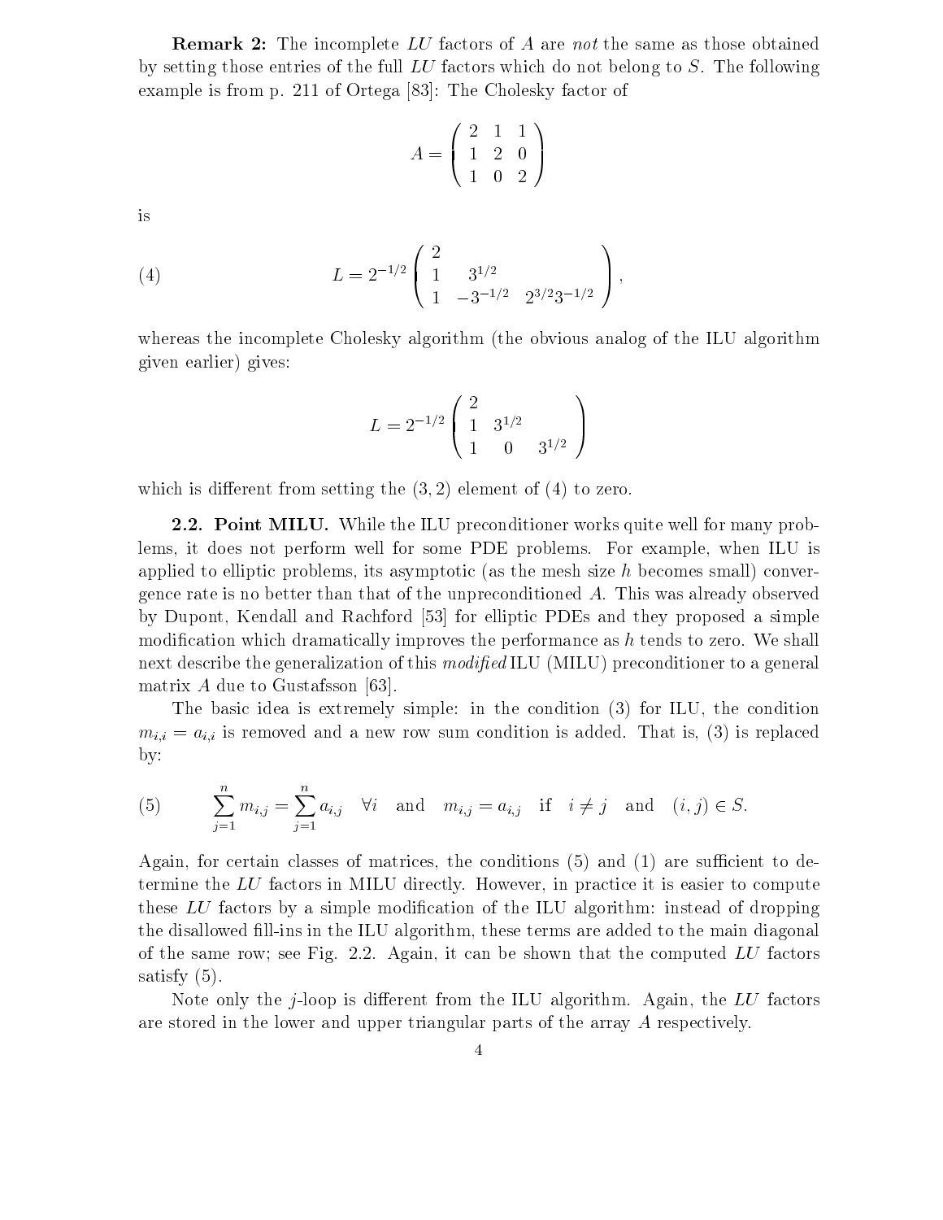**Remark 2:** The incomplete $LU$ factors of $A$ are *not* the same as those obtained by setting those entries of the full $LU$ factors which do not belong to $S$. The following example is from p. 211 of Ortega [83]: The Cholesky factor of

$$A = \begin{pmatrix} 2 & 1 & 1 \\ 1 & 2 & 0 \\ 1 & 0 & 2 \end{pmatrix}$$

is

$$L = 2^{-1/2} \begin{pmatrix} 2 & & \\ 1 & 3^{1/2} & \\ 1 & -3^{-1/2} & 2^{3/2}3^{-1/2} \end{pmatrix}, \tag{4}$$

whereas the incomplete Cholesky algorithm (the obvious analog of the ILU algorithm given earlier) gives:

$$L = 2^{-1/2} \begin{pmatrix} 2 & & \\ 1 & 3^{1/2} & \\ 1 & 0 & 3^{1/2} \end{pmatrix}$$

which is different from setting the $(3,2)$ element of (4) to zero.

**2.2. Point MILU.** While the ILU preconditioner works quite well for many problems, it does not perform well for some PDE problems. For example, when ILU is applied to elliptic problems, its asymptotic (as the mesh size $h$ becomes small) convergence rate is no better than that of the unpreconditioned $A$. This was already observed by Dupont, Kendall and Rachford [53] for elliptic PDEs and they proposed a simple modification which dramatically improves the performance as $h$ tends to zero. We shall next describe the generalization of this *modified* ILU (MILU) preconditioner to a general matrix $A$ due to Gustafsson [63].

The basic idea is extremely simple: in the condition (3) for ILU, the condition $m_{i,i} = a_{i,i}$ is removed and a new row sum condition is added. That is, (3) is replaced by:

$$\sum_{j=1}^{n} m_{i,j} = \sum_{j=1}^{n} a_{i,j} \quad \forall i \quad \text{and} \quad m_{i,j} = a_{i,j} \quad \text{if} \quad i \neq j \quad \text{and} \quad (i,j) \in S. \tag{5}$$

Again, for certain classes of matrices, the conditions (5) and (1) are sufficient to determine the $LU$ factors in MILU directly. However, in practice it is easier to compute these $LU$ factors by a simple modification of the ILU algorithm: instead of dropping the disallowed fill-ins in the ILU algorithm, these terms are added to the main diagonal of the same row; see Fig. 2.2. Again, it can be shown that the computed $LU$ factors satisfy (5).

Note only the $j$-loop is different from the ILU algorithm. Again, the $LU$ factors are stored in the lower and upper triangular parts of the array $A$ respectively.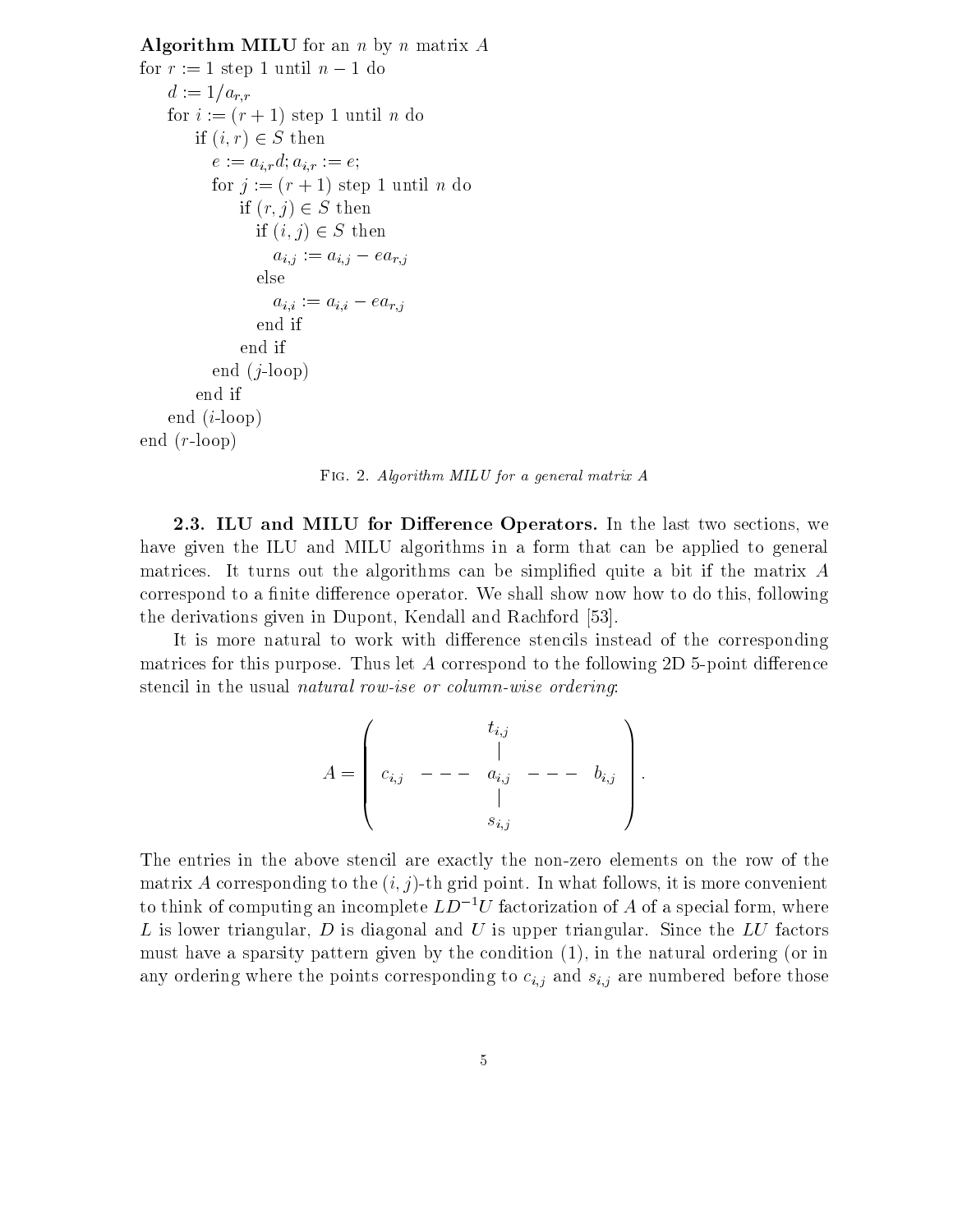**Algorithm MILU** for an $n$ by $n$ matrix $A$

```
for r := 1 step 1 until n − 1 do
    d := 1/a_{r,r}
    for i := (r + 1) step 1 until n do
        if (i, r) ∈ S then
            e := a_{i,r} d; a_{i,r} := e;
            for j := (r + 1) step 1 until n do
                if (r, j) ∈ S then
                    if (i, j) ∈ S then
                        a_{i,j} := a_{i,j} − e a_{r,j}
                    else
                        a_{i,i} := a_{i,i} − e a_{r,j}
                    end if
                end if
            end (j-loop)
        end if
    end (i-loop)
end (r-loop)
```

Fig. 2. *Algorithm MILU for a general matrix A*

### 2.3. ILU and MILU for Difference Operators.

In the last two sections, we have given the ILU and MILU algorithms in a form that can be applied to general matrices. It turns out the algorithms can be simplified quite a bit if the matrix $A$ correspond to a finite difference operator. We shall show now how to do this, following the derivations given in Dupont, Kendall and Rachford [53].

It is more natural to work with difference stencils instead of the corresponding matrices for this purpose. Thus let $A$ correspond to the following 2D 5-point difference stencil in the usual *natural row-ise or column-wise ordering*:

$$A = \begin{pmatrix} & & t_{i,j} & & \\ & & | & & \\ c_{i,j} & --- & a_{i,j} & --- & b_{i,j} \\ & & | & & \\ & & s_{i,j} & & \end{pmatrix}.$$

The entries in the above stencil are exactly the non-zero elements on the row of the matrix $A$ corresponding to the $(i, j)$-th grid point. In what follows, it is more convenient to think of computing an incomplete $LD^{-1}U$ factorization of $A$ of a special form, where $L$ is lower triangular, $D$ is diagonal and $U$ is upper triangular. Since the $LU$ factors must have a sparsity pattern given by the condition (1), in the natural ordering (or in any ordering where the points corresponding to $c_{i,j}$ and $s_{i,j}$ are numbered before those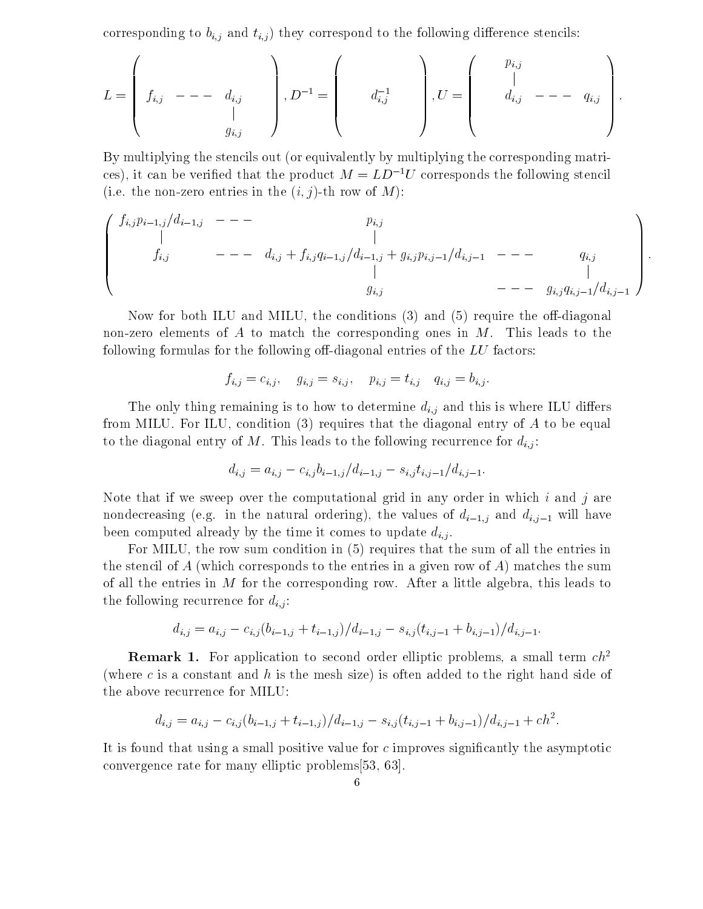corresponding to $b_{i,j}$ and $t_{i,j}$) they correspond to the following difference stencils:

$$L = \begin{pmatrix} & & \\ f_{i,j} & --- & d_{i,j} \\ & & | \\ & & g_{i,j} \end{pmatrix}, D^{-1} = \begin{pmatrix} & & \\ & d_{i,j}^{-1} & \\ & & \end{pmatrix}, U = \begin{pmatrix} p_{i,j} & & \\ | & & \\ d_{i,j} & --- & q_{i,j} \\ & & \end{pmatrix}.$$

By multiplying the stencils out (or equivalently by multiplying the corresponding matrices), it can be verified that the product $M = LD^{-1}U$ corresponds the following stencil (i.e. the non-zero entries in the $(i,j)$-th row of $M$):

$$\begin{pmatrix} f_{i,j}p_{i-1,j}/d_{i-1,j} & --- & p_{i,j} & & \\ | & & | & & \\ f_{i,j} & --- & d_{i,j} + f_{i,j}q_{i-1,j}/d_{i-1,j} + g_{i,j}p_{i,j-1}/d_{i,j-1} & --- & q_{i,j} \\ & & | & & | \\ & & g_{i,j} & --- & g_{i,j}q_{i,j-1}/d_{i,j-1} \end{pmatrix}.$$

Now for both ILU and MILU, the conditions (3) and (5) require the off-diagonal non-zero elements of $A$ to match the corresponding ones in $M$. This leads to the following formulas for the following off-diagonal entries of the $LU$ factors:

$$f_{i,j} = c_{i,j}, \quad g_{i,j} = s_{i,j}, \quad p_{i,j} = t_{i,j} \quad q_{i,j} = b_{i,j}.$$

The only thing remaining is to how to determine $d_{i,j}$ and this is where ILU differs from MILU. For ILU, condition (3) requires that the diagonal entry of $A$ to be equal to the diagonal entry of $M$. This leads to the following recurrence for $d_{i,j}$:

$$d_{i,j} = a_{i,j} - c_{i,j}b_{i-1,j}/d_{i-1,j} - s_{i,j}t_{i,j-1}/d_{i,j-1}.$$

Note that if we sweep over the computational grid in any order in which $i$ and $j$ are nondecreasing (e.g. in the natural ordering), the values of $d_{i-1,j}$ and $d_{i,j-1}$ will have been computed already by the time it comes to update $d_{i,j}$.

For MILU, the row sum condition in (5) requires that the sum of all the entries in the stencil of $A$ (which corresponds to the entries in a given row of $A$) matches the sum of all the entries in $M$ for the corresponding row. After a little algebra, this leads to the following recurrence for $d_{i,j}$:

$$d_{i,j} = a_{i,j} - c_{i,j}(b_{i-1,j} + t_{i-1,j})/d_{i-1,j} - s_{i,j}(t_{i,j-1} + b_{i,j-1})/d_{i,j-1}.$$

**Remark 1.** For application to second order elliptic problems, a small term $ch^2$ (where $c$ is a constant and $h$ is the mesh size) is often added to the right hand side of the above recurrence for MILU:

$$d_{i,j} = a_{i,j} - c_{i,j}(b_{i-1,j} + t_{i-1,j})/d_{i-1,j} - s_{i,j}(t_{i,j-1} + b_{i,j-1})/d_{i,j-1} + ch^2.$$

It is found that using a small positive value for $c$ improves significantly the asymptotic convergence rate for many elliptic problems[53, 63].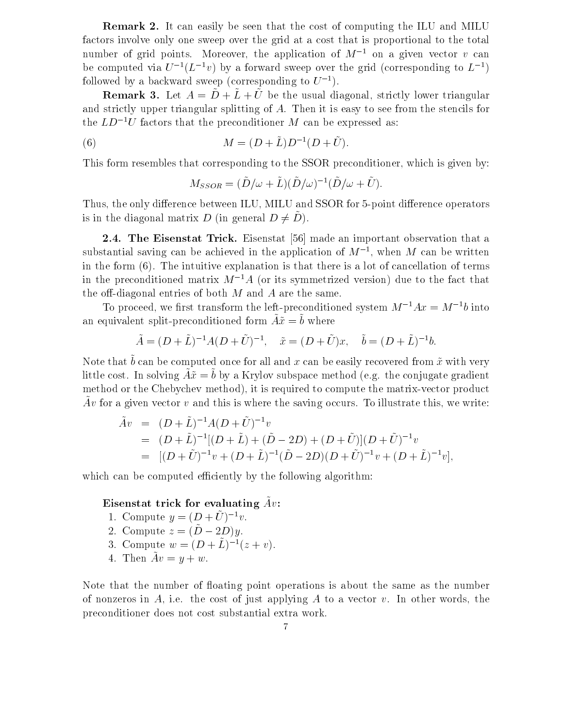**Remark 2.** It can easily be seen that the cost of computing the ILU and MILU factors involve only one sweep over the grid at a cost that is proportional to the total number of grid points. Moreover, the application of $M^{-1}$ on a given vector $v$ can be computed via $U^{-1}(L^{-1}v)$ by a forward sweep over the grid (corresponding to $L^{-1}$) followed by a backward sweep (corresponding to $U^{-1}$).

**Remark 3.** Let $A = \tilde{D} + \tilde{L} + \tilde{U}$ be the usual diagonal, strictly lower triangular and strictly upper triangular splitting of $A$. Then it is easy to see from the stencils for the $LD^{-1}U$ factors that the preconditioner $M$ can be expressed as:

$$M = (D + \tilde{L})D^{-1}(D + \tilde{U}). \tag{6}$$

This form resembles that corresponding to the SSOR preconditioner, which is given by:

$$M_{SSOR} = (\tilde{D}/\omega + \tilde{L})(\tilde{D}/\omega)^{-1}(\tilde{D}/\omega + \tilde{U}).$$

Thus, the only difference between ILU, MILU and SSOR for 5-point difference operators is in the diagonal matrix $D$ (in general $D \neq \tilde{D}$).

**2.4. The Eisenstat Trick.** Eisenstat [56] made an important observation that a substantial saving can be achieved in the application of $M^{-1}$, when $M$ can be written in the form (6). The intuitive explanation is that there is a lot of cancellation of terms in the preconditioned matrix $M^{-1}A$ (or its symmetrized version) due to the fact that the off-diagonal entries of both $M$ and $A$ are the same.

To proceed, we first transform the left-preconditioned system $M^{-1}Ax = M^{-1}b$ into an equivalent split-preconditioned form $\tilde{A}\tilde{x} = \tilde{b}$ where

$$\tilde{A} = (D + \tilde{L})^{-1}A(D + \tilde{U})^{-1}, \quad \tilde{x} = (D + \tilde{U})x, \quad \tilde{b} = (D + \tilde{L})^{-1}b.$$

Note that $\tilde{b}$ can be computed once for all and $x$ can be easily recovered from $\tilde{x}$ with very little cost. In solving $\tilde{A}\tilde{x} = \tilde{b}$ by a Krylov subspace method (e.g. the conjugate gradient method or the Chebychev method), it is required to compute the matrix-vector product $\tilde{A}v$ for a given vector $v$ and this is where the saving occurs. To illustrate this, we write:

$$\begin{aligned}
\tilde{A}v &= (D + \tilde{L})^{-1}A(D + \tilde{U})^{-1}v \\
&= (D + \tilde{L})^{-1}[(D + \tilde{L}) + (\tilde{D} - 2D) + (D + \tilde{U})](D + \tilde{U})^{-1}v \\
&= [(D + \tilde{U})^{-1}v + (D + \tilde{L})^{-1}(\tilde{D} - 2D)(D + \tilde{U})^{-1}v + (D + \tilde{L})^{-1}v],
\end{aligned}$$

which can be computed efficiently by the following algorithm:

**Eisenstat trick for evaluating $\tilde{A}v$:**

1. Compute $y = (D + \tilde{U})^{-1}v$.
2. Compute $z = (\tilde{D} - 2D)y$.
3. Compute $w = (D + \tilde{L})^{-1}(z + v)$.
4. Then $\tilde{A}v = y + w$.

Note that the number of floating point operations is about the same as the number of nonzeros in $A$, i.e. the cost of just applying $A$ to a vector $v$. In other words, the preconditioner does not cost substantial extra work.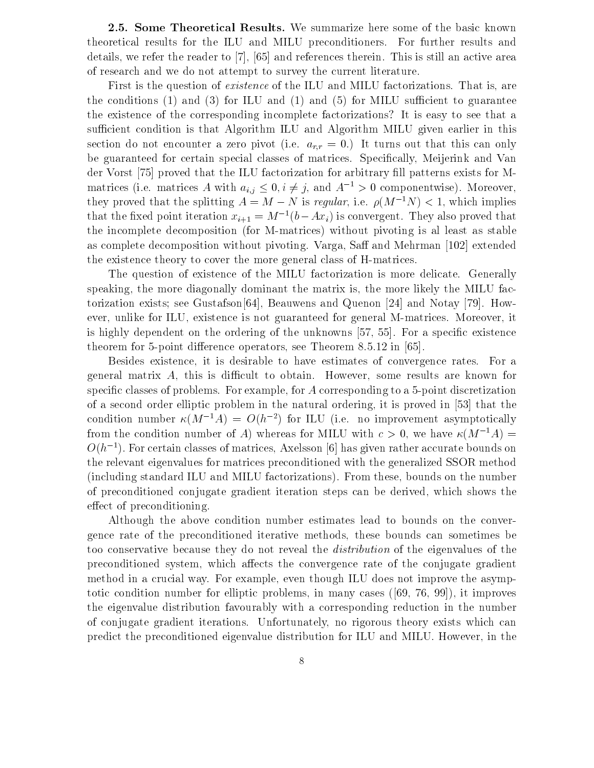**2.5. Some Theoretical Results.** We summarize here some of the basic known theoretical results for the ILU and MILU preconditioners. For further results and details, we refer the reader to [7], [65] and references therein. This is still an active area of research and we do not attempt to survey the current literature.

First is the question of *existence* of the ILU and MILU factorizations. That is, are the conditions (1) and (3) for ILU and (1) and (5) for MILU sufficient to guarantee the existence of the corresponding incomplete factorizations? It is easy to see that a sufficient condition is that Algorithm ILU and Algorithm MILU given earlier in this section do not encounter a zero pivot (i.e. $a_{r,r} = 0$.) It turns out that this can only be guaranteed for certain special classes of matrices. Specifically, Meijerink and Van der Vorst [75] proved that the ILU factorization for arbitrary fill patterns exists for M-matrices (i.e. matrices $A$ with $a_{i,j} \leq 0, i \neq j$, and $A^{-1} > 0$ componentwise). Moreover, they proved that the splitting $A = M - N$ is *regular*, i.e. $\rho(M^{-1}N) < 1$, which implies that the fixed point iteration $x_{i+1} = M^{-1}(b - Ax_i)$ is convergent. They also proved that the incomplete decomposition (for M-matrices) without pivoting is al least as stable as complete decomposition without pivoting. Varga, Saff and Mehrman [102] extended the existence theory to cover the more general class of H-matrices.

The question of existence of the MILU factorization is more delicate. Generally speaking, the more diagonally dominant the matrix is, the more likely the MILU factorization exists; see Gustafson[64], Beauwens and Quenon [24] and Notay [79]. However, unlike for ILU, existence is not guaranteed for general M-matrices. Moreover, it is highly dependent on the ordering of the unknowns [57, 55]. For a specific existence theorem for 5-point difference operators, see Theorem 8.5.12 in [65].

Besides existence, it is desirable to have estimates of convergence rates. For a general matrix $A$, this is difficult to obtain. However, some results are known for specific classes of problems. For example, for $A$ corresponding to a 5-point discretization of a second order elliptic problem in the natural ordering, it is proved in [53] that the condition number $\kappa(M^{-1}A) = O(h^{-2})$ for ILU (i.e. no improvement asymptotically from the condition number of $A$) whereas for MILU with $c > 0$, we have $\kappa(M^{-1}A) = O(h^{-1})$. For certain classes of matrices, Axelsson [6] has given rather accurate bounds on the relevant eigenvalues for matrices preconditioned with the generalized SSOR method (including standard ILU and MILU factorizations). From these, bounds on the number of preconditioned conjugate gradient iteration steps can be derived, which shows the effect of preconditioning.

Although the above condition number estimates lead to bounds on the convergence rate of the preconditioned iterative methods, these bounds can sometimes be too conservative because they do not reveal the *distribution* of the eigenvalues of the preconditioned system, which affects the convergence rate of the conjugate gradient method in a crucial way. For example, even though ILU does not improve the asymptotic condition number for elliptic problems, in many cases ([69, 76, 99]), it improves the eigenvalue distribution favourably with a corresponding reduction in the number of conjugate gradient iterations. Unfortunately, no rigorous theory exists which can predict the preconditioned eigenvalue distribution for ILU and MILU. However, in the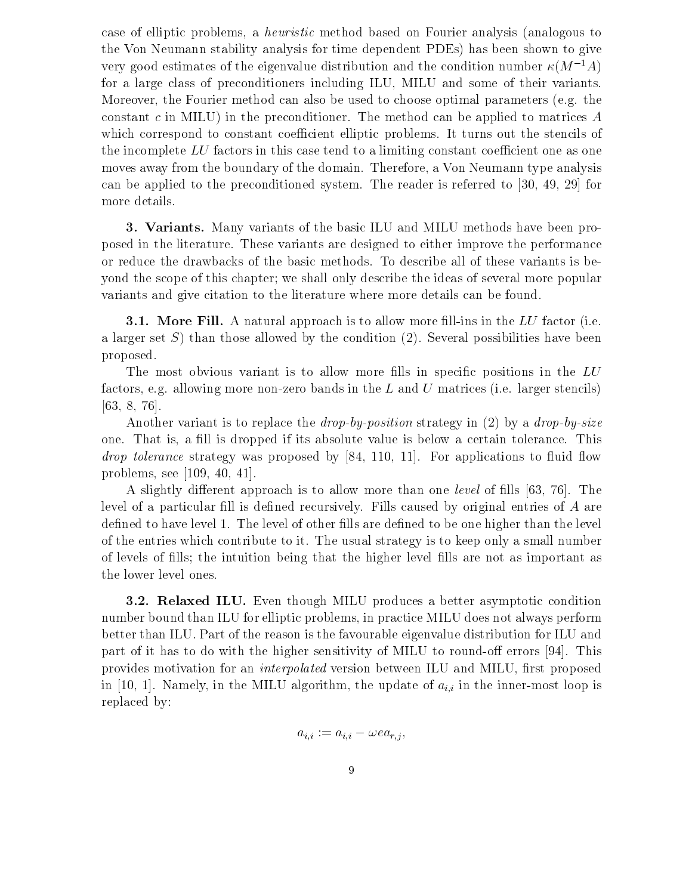case of elliptic problems, a *heuristic* method based on Fourier analysis (analogous to the Von Neumann stability analysis for time dependent PDEs) has been shown to give very good estimates of the eigenvalue distribution and the condition number $\kappa(M^{-1}A)$ for a large class of preconditioners including ILU, MILU and some of their variants. Moreover, the Fourier method can also be used to choose optimal parameters (e.g. the constant $c$ in MILU) in the preconditioner. The method can be applied to matrices $A$ which correspond to constant coefficient elliptic problems. It turns out the stencils of the incomplete $LU$ factors in this case tend to a limiting constant coefficient one as one moves away from the boundary of the domain. Therefore, a Von Neumann type analysis can be applied to the preconditioned system. The reader is referred to [30, 49, 29] for more details.

## 3. Variants.

Many variants of the basic ILU and MILU methods have been proposed in the literature. These variants are designed to either improve the performance or reduce the drawbacks of the basic methods. To describe all of these variants is beyond the scope of this chapter; we shall only describe the ideas of several more popular variants and give citation to the literature where more details can be found.

### 3.1. More Fill.

A natural approach is to allow more fill-ins in the $LU$ factor (i.e. a larger set $S$) than those allowed by the condition (2). Several possibilities have been proposed.

The most obvious variant is to allow more fills in specific positions in the $LU$ factors, e.g. allowing more non-zero bands in the $L$ and $U$ matrices (i.e. larger stencils) [63, 8, 76].

Another variant is to replace the *drop-by-position* strategy in (2) by a *drop-by-size* one. That is, a fill is dropped if its absolute value is below a certain tolerance. This *drop tolerance* strategy was proposed by [84, 110, 11]. For applications to fluid flow problems, see [109, 40, 41].

A slightly different approach is to allow more than one *level* of fills [63, 76]. The level of a particular fill is defined recursively. Fills caused by original entries of $A$ are defined to have level 1. The level of other fills are defined to be one higher than the level of the entries which contribute to it. The usual strategy is to keep only a small number of levels of fills; the intuition being that the higher level fills are not as important as the lower level ones.

### 3.2. Relaxed ILU.

Even though MILU produces a better asymptotic condition number bound than ILU for elliptic problems, in practice MILU does not always perform better than ILU. Part of the reason is the favourable eigenvalue distribution for ILU and part of it has to do with the higher sensitivity of MILU to round-off errors [94]. This provides motivation for an *interpolated* version between ILU and MILU, first proposed in [10, 1]. Namely, in the MILU algorithm, the update of $a_{i,i}$ in the inner-most loop is replaced by:

$$a_{i,i} := a_{i,i} - \omega e a_{r,j},$$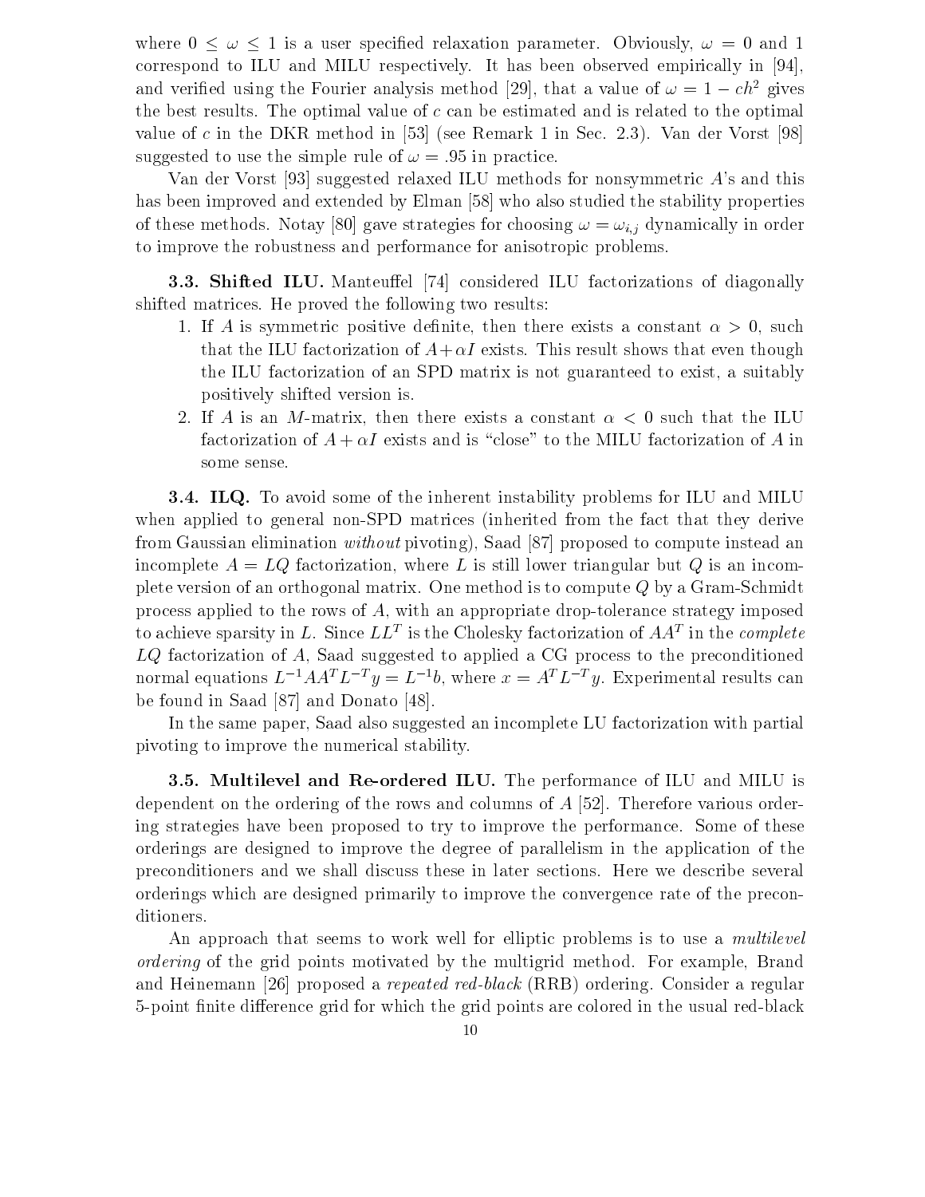where $0 \le \omega \le 1$ is a user specified relaxation parameter. Obviously, $\omega = 0$ and 1 correspond to ILU and MILU respectively. It has been observed empirically in [94], and verified using the Fourier analysis method [29], that a value of $\omega = 1 - ch^2$ gives the best results. The optimal value of $c$ can be estimated and is related to the optimal value of $c$ in the DKR method in [53] (see Remark 1 in Sec. 2.3). Van der Vorst [98] suggested to use the simple rule of $\omega = .95$ in practice.

Van der Vorst [93] suggested relaxed ILU methods for nonsymmetric $A$'s and this has been improved and extended by Elman [58] who also studied the stability properties of these methods. Notay [80] gave strategies for choosing $\omega = \omega_{i,j}$ dynamically in order to improve the robustness and performance for anisotropic problems.

**3.3. Shifted ILU.** Manteuffel [74] considered ILU factorizations of diagonally shifted matrices. He proved the following two results:

1. If $A$ is symmetric positive definite, then there exists a constant $\alpha > 0$, such that the ILU factorization of $A + \alpha I$ exists. This result shows that even though the ILU factorization of an SPD matrix is not guaranteed to exist, a suitably positively shifted version is.
2. If $A$ is an $M$-matrix, then there exists a constant $\alpha < 0$ such that the ILU factorization of $A + \alpha I$ exists and is "close" to the MILU factorization of $A$ in some sense.

**3.4. ILQ.** To avoid some of the inherent instability problems for ILU and MILU when applied to general non-SPD matrices (inherited from the fact that they derive from Gaussian elimination *without* pivoting), Saad [87] proposed to compute instead an incomplete $A = LQ$ factorization, where $L$ is still lower triangular but $Q$ is an incomplete version of an orthogonal matrix. One method is to compute $Q$ by a Gram-Schmidt process applied to the rows of $A$, with an appropriate drop-tolerance strategy imposed to achieve sparsity in $L$. Since $LL^T$ is the Cholesky factorization of $AA^T$ in the *complete* $LQ$ factorization of $A$, Saad suggested to applied a CG process to the preconditioned normal equations $L^{-1}AA^TL^{-T}y = L^{-1}b$, where $x = A^TL^{-T}y$. Experimental results can be found in Saad [87] and Donato [48].

In the same paper, Saad also suggested an incomplete LU factorization with partial pivoting to improve the numerical stability.

**3.5. Multilevel and Re-ordered ILU.** The performance of ILU and MILU is dependent on the ordering of the rows and columns of $A$ [52]. Therefore various ordering strategies have been proposed to try to improve the performance. Some of these orderings are designed to improve the degree of parallelism in the application of the preconditioners and we shall discuss these in later sections. Here we describe several orderings which are designed primarily to improve the convergence rate of the preconditioners.

An approach that seems to work well for elliptic problems is to use a *multilevel ordering* of the grid points motivated by the multigrid method. For example, Brand and Heinemann [26] proposed a *repeated red-black* (RRB) ordering. Consider a regular 5-point finite difference grid for which the grid points are colored in the usual red-black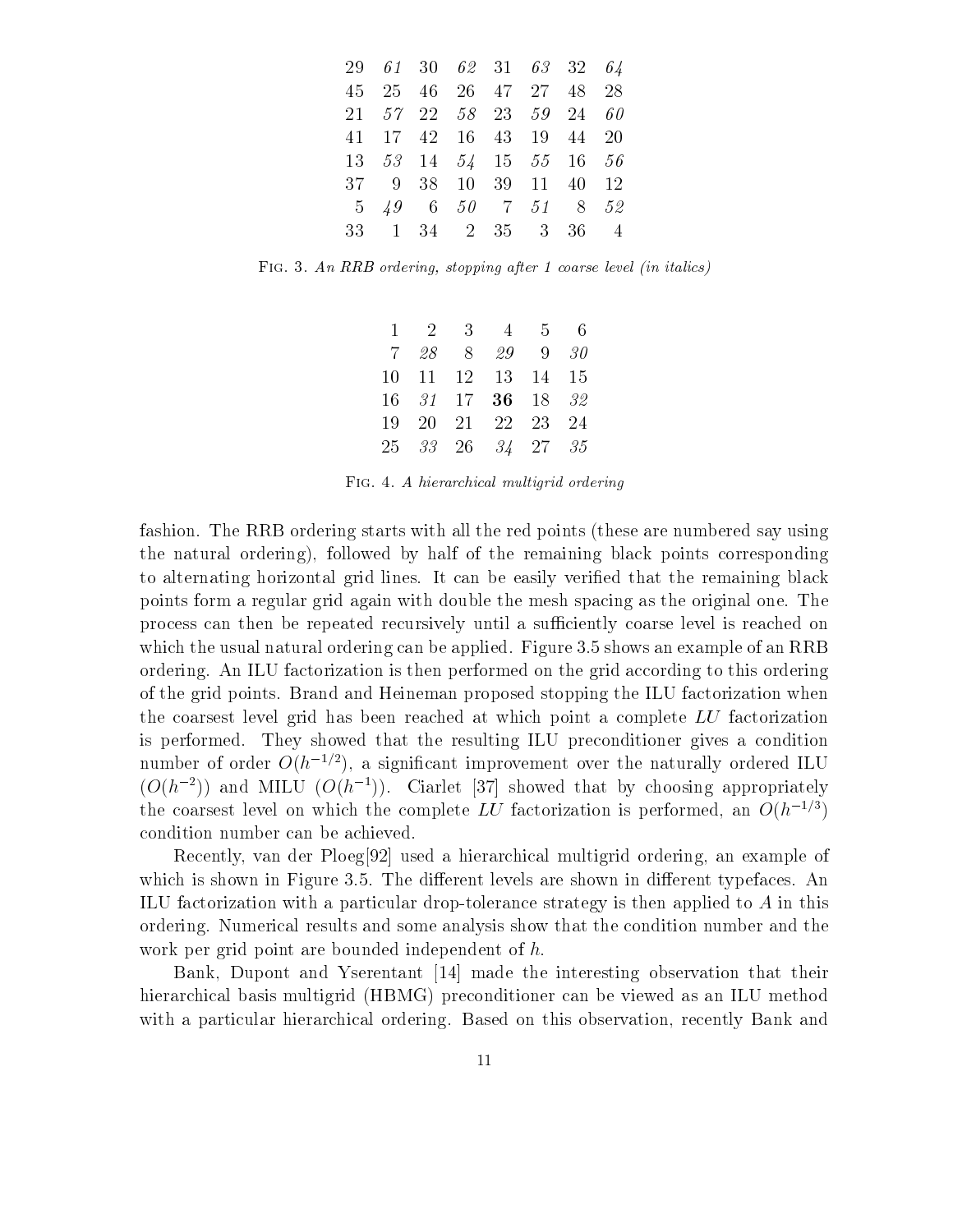| | | | | | | | |
|---|---|---|---|---|---|---|---|
| 29 | *61* | 30 | *62* | 31 | *63* | 32 | *64* |
| 45 | 25 | 46 | 26 | 47 | 27 | 48 | 28 |
| 21 | *57* | 22 | *58* | 23 | *59* | 24 | *60* |
| 41 | 17 | 42 | 16 | 43 | 19 | 44 | 20 |
| 13 | *53* | 14 | *54* | 15 | *55* | 16 | *56* |
| 37 | 9 | 38 | 10 | 39 | 11 | 40 | 12 |
| 5 | *49* | 6 | *50* | 7 | *51* | 8 | *52* |
| 33 | 1 | 34 | 2 | 35 | 3 | 36 | 4 |

Fig. 3. *An RRB ordering, stopping after 1 coarse level (in italics)*

| | | | | | |
|---|---|---|---|---|---|
| 1 | 2 | 3 | 4 | 5 | 6 |
| 7 | *28* | 8 | *29* | 9 | *30* |
| 10 | 11 | 12 | 13 | 14 | 15 |
| 16 | *31* | 17 | **36** | 18 | *32* |
| 19 | 20 | 21 | 22 | 23 | 24 |
| 25 | *33* | 26 | *34* | 27 | *35* |

Fig. 4. *A hierarchical multigrid ordering*

fashion. The RRB ordering starts with all the red points (these are numbered say using the natural ordering), followed by half of the remaining black points corresponding to alternating horizontal grid lines. It can be easily verified that the remaining black points form a regular grid again with double the mesh spacing as the original one. The process can then be repeated recursively until a sufficiently coarse level is reached on which the usual natural ordering can be applied. Figure 3.5 shows an example of an RRB ordering. An ILU factorization is then performed on the grid according to this ordering of the grid points. Brand and Heineman proposed stopping the ILU factorization when the coarsest level grid has been reached at which point a complete $LU$ factorization is performed. They showed that the resulting ILU preconditioner gives a condition number of order $O(h^{-1/2})$, a significant improvement over the naturally ordered ILU ($O(h^{-2})$) and MILU ($O(h^{-1})$). Ciarlet [37] showed that by choosing appropriately the coarsest level on which the complete $LU$ factorization is performed, an $O(h^{-1/3})$ condition number can be achieved.

Recently, van der Ploeg[92] used a hierarchical multigrid ordering, an example of which is shown in Figure 3.5. The different levels are shown in different typefaces. An ILU factorization with a particular drop-tolerance strategy is then applied to $A$ in this ordering. Numerical results and some analysis show that the condition number and the work per grid point are bounded independent of $h$.

Bank, Dupont and Yserentant [14] made the interesting observation that their hierarchical basis multigrid (HBMG) preconditioner can be viewed as an ILU method with a particular hierarchical ordering. Based on this observation, recently Bank and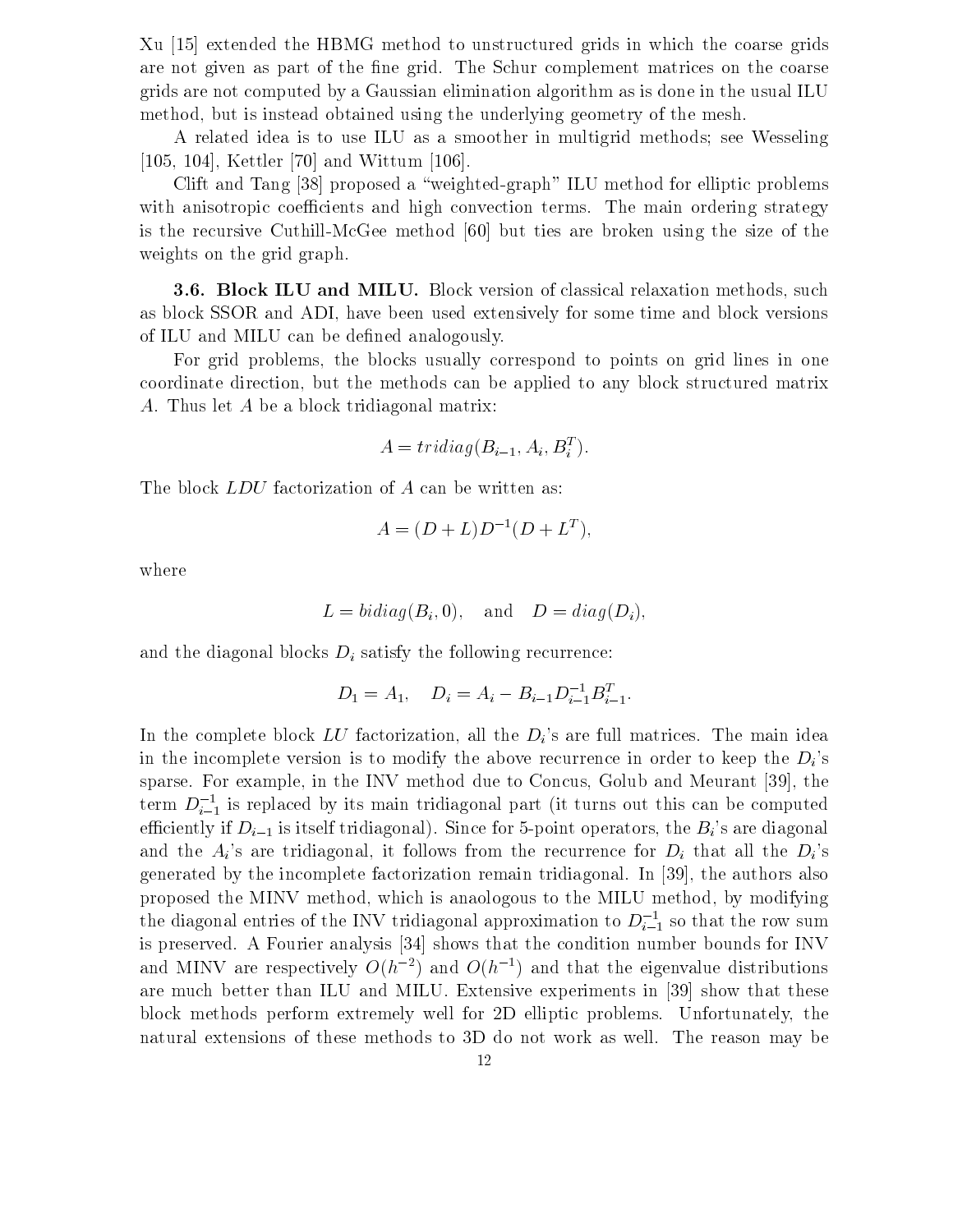Xu [15] extended the HBMG method to unstructured grids in which the coarse grids are not given as part of the fine grid. The Schur complement matrices on the coarse grids are not computed by a Gaussian elimination algorithm as is done in the usual ILU method, but is instead obtained using the underlying geometry of the mesh.

A related idea is to use ILU as a smoother in multigrid methods; see Wesseling [105, 104], Kettler [70] and Wittum [106].

Clift and Tang [38] proposed a "weighted-graph" ILU method for elliptic problems with anisotropic coefficients and high convection terms. The main ordering strategy is the recursive Cuthill-McGee method [60] but ties are broken using the size of the weights on the grid graph.

**3.6. Block ILU and MILU.** Block version of classical relaxation methods, such as block SSOR and ADI, have been used extensively for some time and block versions of ILU and MILU can be defined analogously.

For grid problems, the blocks usually correspond to points on grid lines in one coordinate direction, but the methods can be applied to any block structured matrix $A$. Thus let $A$ be a block tridiagonal matrix:

$$A = tridiag(B_{i-1}, A_i, B_i^T).$$

The block $LDU$ factorization of $A$ can be written as:

$$A = (D + L)D^{-1}(D + L^T),$$

where

$$L = bidiag(B_i, 0), \quad \text{and} \quad D = diag(D_i),$$

and the diagonal blocks $D_i$ satisfy the following recurrence:

$$D_1 = A_1, \quad D_i = A_i - B_{i-1}D_{i-1}^{-1}B_{i-1}^T.$$

In the complete block $LU$ factorization, all the $D_i$'s are full matrices. The main idea in the incomplete version is to modify the above recurrence in order to keep the $D_i$'s sparse. For example, in the INV method due to Concus, Golub and Meurant [39], the term $D_{i-1}^{-1}$ is replaced by its main tridiagonal part (it turns out this can be computed efficiently if $D_{i-1}$ is itself tridiagonal). Since for 5-point operators, the $B_i$'s are diagonal and the $A_i$'s are tridiagonal, it follows from the recurrence for $D_i$ that all the $D_i$'s generated by the incomplete factorization remain tridiagonal. In [39], the authors also proposed the MINV method, which is anaologous to the MILU method, by modifying the diagonal entries of the INV tridiagonal approximation to $D_{i-1}^{-1}$ so that the row sum is preserved. A Fourier analysis [34] shows that the condition number bounds for INV and MINV are respectively $O(h^{-2})$ and $O(h^{-1})$ and that the eigenvalue distributions are much better than ILU and MILU. Extensive experiments in [39] show that these block methods perform extremely well for 2D elliptic problems. Unfortunately, the natural extensions of these methods to 3D do not work as well. The reason may be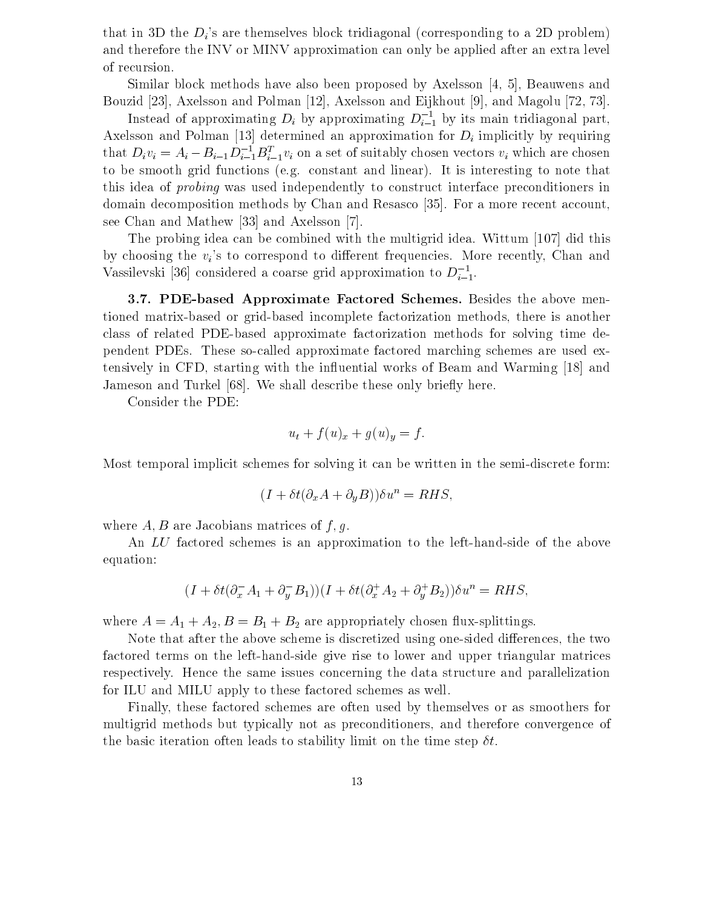that in 3D the $D_i$'s are themselves block tridiagonal (corresponding to a 2D problem) and therefore the INV or MINV approximation can only be applied after an extra level of recursion.

Similar block methods have also been proposed by Axelsson [4, 5], Beauwens and Bouzid [23], Axelsson and Polman [12], Axelsson and Eijkhout [9], and Magolu [72, 73].

Instead of approximating $D_i$ by approximating $D_{i-1}^{-1}$ by its main tridiagonal part, Axelsson and Polman [13] determined an approximation for $D_i$ implicitly by requiring that $D_i v_i = A_i - B_{i-1} D_{i-1}^{-1} B_{i-1}^T v_i$ on a set of suitably chosen vectors $v_i$ which are chosen to be smooth grid functions (e.g. constant and linear). It is interesting to note that this idea of *probing* was used independently to construct interface preconditioners in domain decomposition methods by Chan and Resasco [35]. For a more recent account, see Chan and Mathew [33] and Axelsson [7].

The probing idea can be combined with the multigrid idea. Wittum [107] did this by choosing the $v_i$'s to correspond to different frequencies. More recently, Chan and Vassilevski [36] considered a coarse grid approximation to $D_{i-1}^{-1}$.

**3.7. PDE-based Approximate Factored Schemes.** Besides the above mentioned matrix-based or grid-based incomplete factorization methods, there is another class of related PDE-based approximate factorization methods for solving time dependent PDEs. These so-called approximate factored marching schemes are used extensively in CFD, starting with the influential works of Beam and Warming [18] and Jameson and Turkel [68]. We shall describe these only briefly here.

Consider the PDE:

$$u_t + f(u)_x + g(u)_y = f.$$

Most temporal implicit schemes for solving it can be written in the semi-discrete form:

$$(I + \delta t(\partial_x A + \partial_y B))\delta u^n = RHS,$$

where $A, B$ are Jacobians matrices of $f, g$.

An $LU$ factored schemes is an approximation to the left-hand-side of the above equation:

$$(I + \delta t(\partial_x^- A_1 + \partial_y^- B_1))(I + \delta t(\partial_x^+ A_2 + \partial_y^+ B_2))\delta u^n = RHS,$$

where $A = A_1 + A_2, B = B_1 + B_2$ are appropriately chosen flux-splittings.

Note that after the above scheme is discretized using one-sided differences, the two factored terms on the left-hand-side give rise to lower and upper triangular matrices respectively. Hence the same issues concerning the data structure and parallelization for ILU and MILU apply to these factored schemes as well.

Finally, these factored schemes are often used by themselves or as smoothers for multigrid methods but typically not as preconditioners, and therefore convergence of the basic iteration often leads to stability limit on the time step $\delta t$.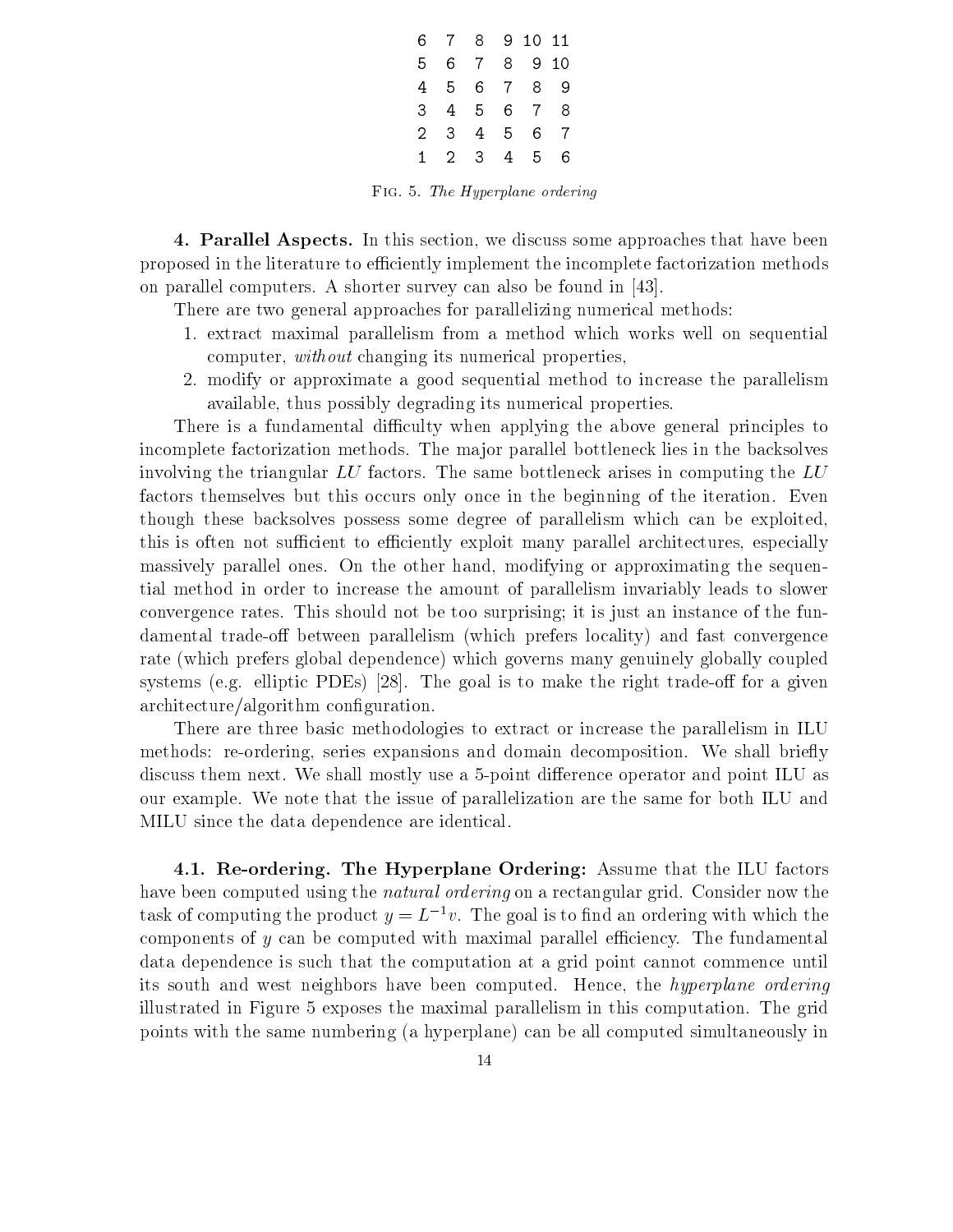|   |   |   |   |   |   |
|---|---|---|---|---|---|
| 6 | 7 | 8 | 9 | 10 | 11 |
| 5 | 6 | 7 | 8 | 9 | 10 |
| 4 | 5 | 6 | 7 | 8 | 9 |
| 3 | 4 | 5 | 6 | 7 | 8 |
| 2 | 3 | 4 | 5 | 6 | 7 |
| 1 | 2 | 3 | 4 | 5 | 6 |

Fig. 5. *The Hyperplane ordering*

**4. Parallel Aspects.** In this section, we discuss some approaches that have been proposed in the literature to efficiently implement the incomplete factorization methods on parallel computers. A shorter survey can also be found in [43].

There are two general approaches for parallelizing numerical methods:

1. extract maximal parallelism from a method which works well on sequential computer, *without* changing its numerical properties,
2. modify or approximate a good sequential method to increase the parallelism available, thus possibly degrading its numerical properties.

There is a fundamental difficulty when applying the above general principles to incomplete factorization methods. The major parallel bottleneck lies in the backsolves involving the triangular $LU$ factors. The same bottleneck arises in computing the $LU$ factors themselves but this occurs only once in the beginning of the iteration. Even though these backsolves possess some degree of parallelism which can be exploited, this is often not sufficient to efficiently exploit many parallel architectures, especially massively parallel ones. On the other hand, modifying or approximating the sequential method in order to increase the amount of parallelism invariably leads to slower convergence rates. This should not be too surprising; it is just an instance of the fundamental trade-off between parallelism (which prefers locality) and fast convergence rate (which prefers global dependence) which governs many genuinely globally coupled systems (e.g. elliptic PDEs) [28]. The goal is to make the right trade-off for a given architecture/algorithm configuration.

There are three basic methodologies to extract or increase the parallelism in ILU methods: re-ordering, series expansions and domain decomposition. We shall briefly discuss them next. We shall mostly use a 5-point difference operator and point ILU as our example. We note that the issue of parallelization are the same for both ILU and MILU since the data dependence are identical.

**4.1. Re-ordering. The Hyperplane Ordering:** Assume that the ILU factors have been computed using the *natural ordering* on a rectangular grid. Consider now the task of computing the product $y = L^{-1}v$. The goal is to find an ordering with which the components of $y$ can be computed with maximal parallel efficiency. The fundamental data dependence is such that the computation at a grid point cannot commence until its south and west neighbors have been computed. Hence, the *hyperplane ordering* illustrated in Figure 5 exposes the maximal parallelism in this computation. The grid points with the same numbering (a hyperplane) can be all computed simultaneously in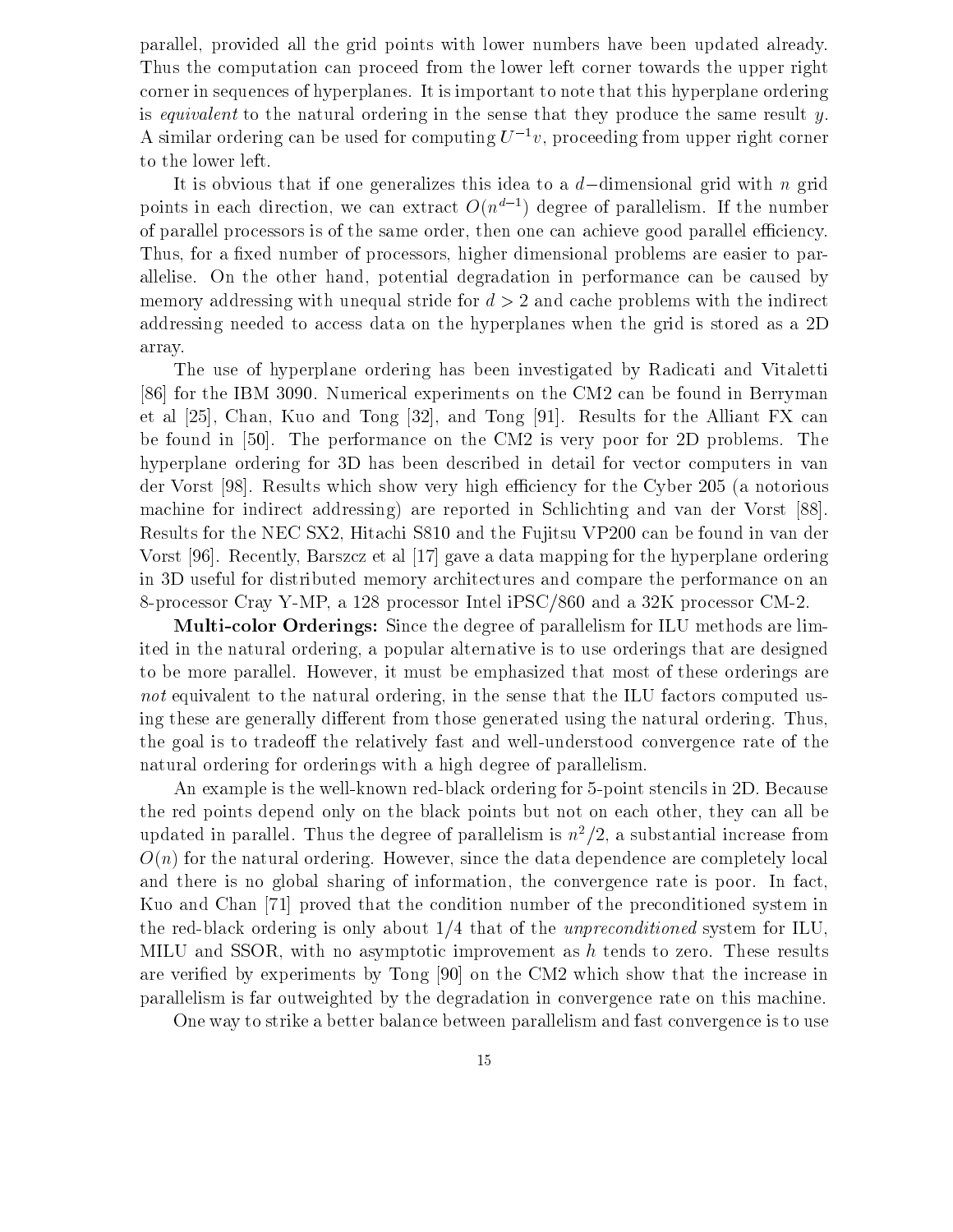parallel, provided all the grid points with lower numbers have been updated already. Thus the computation can proceed from the lower left corner towards the upper right corner in sequences of hyperplanes. It is important to note that this hyperplane ordering is *equivalent* to the natural ordering in the sense that they produce the same result $y$. A similar ordering can be used for computing $U^{-1}v$, proceeding from upper right corner to the lower left.

It is obvious that if one generalizes this idea to a $d-$dimensional grid with $n$ grid points in each direction, we can extract $O(n^{d-1})$ degree of parallelism. If the number of parallel processors is of the same order, then one can achieve good parallel efficiency. Thus, for a fixed number of processors, higher dimensional problems are easier to parallelise. On the other hand, potential degradation in performance can be caused by memory addressing with unequal stride for $d > 2$ and cache problems with the indirect addressing needed to access data on the hyperplanes when the grid is stored as a 2D array.

The use of hyperplane ordering has been investigated by Radicati and Vitaletti [86] for the IBM 3090. Numerical experiments on the CM2 can be found in Berryman et al [25], Chan, Kuo and Tong [32], and Tong [91]. Results for the Alliant FX can be found in [50]. The performance on the CM2 is very poor for 2D problems. The hyperplane ordering for 3D has been described in detail for vector computers in van der Vorst [98]. Results which show very high efficiency for the Cyber 205 (a notorious machine for indirect addressing) are reported in Schlichting and van der Vorst [88]. Results for the NEC SX2, Hitachi S810 and the Fujitsu VP200 can be found in van der Vorst [96]. Recently, Barszcz et al [17] gave a data mapping for the hyperplane ordering in 3D useful for distributed memory architectures and compare the performance on an 8-processor Cray Y-MP, a 128 processor Intel iPSC/860 and a 32K processor CM-2.

**Multi-color Orderings:** Since the degree of parallelism for ILU methods are limited in the natural ordering, a popular alternative is to use orderings that are designed to be more parallel. However, it must be emphasized that most of these orderings are *not* equivalent to the natural ordering, in the sense that the ILU factors computed using these are generally different from those generated using the natural ordering. Thus, the goal is to tradeoff the relatively fast and well-understood convergence rate of the natural ordering for orderings with a high degree of parallelism.

An example is the well-known red-black ordering for 5-point stencils in 2D. Because the red points depend only on the black points but not on each other, they can all be updated in parallel. Thus the degree of parallelism is $n^2/2$, a substantial increase from $O(n)$ for the natural ordering. However, since the data dependence are completely local and there is no global sharing of information, the convergence rate is poor. In fact, Kuo and Chan [71] proved that the condition number of the preconditioned system in the red-black ordering is only about $1/4$ that of the *unpreconditioned* system for ILU, MILU and SSOR, with no asymptotic improvement as $h$ tends to zero. These results are verified by experiments by Tong [90] on the CM2 which show that the increase in parallelism is far outweighted by the degradation in convergence rate on this machine.

One way to strike a better balance between parallelism and fast convergence is to use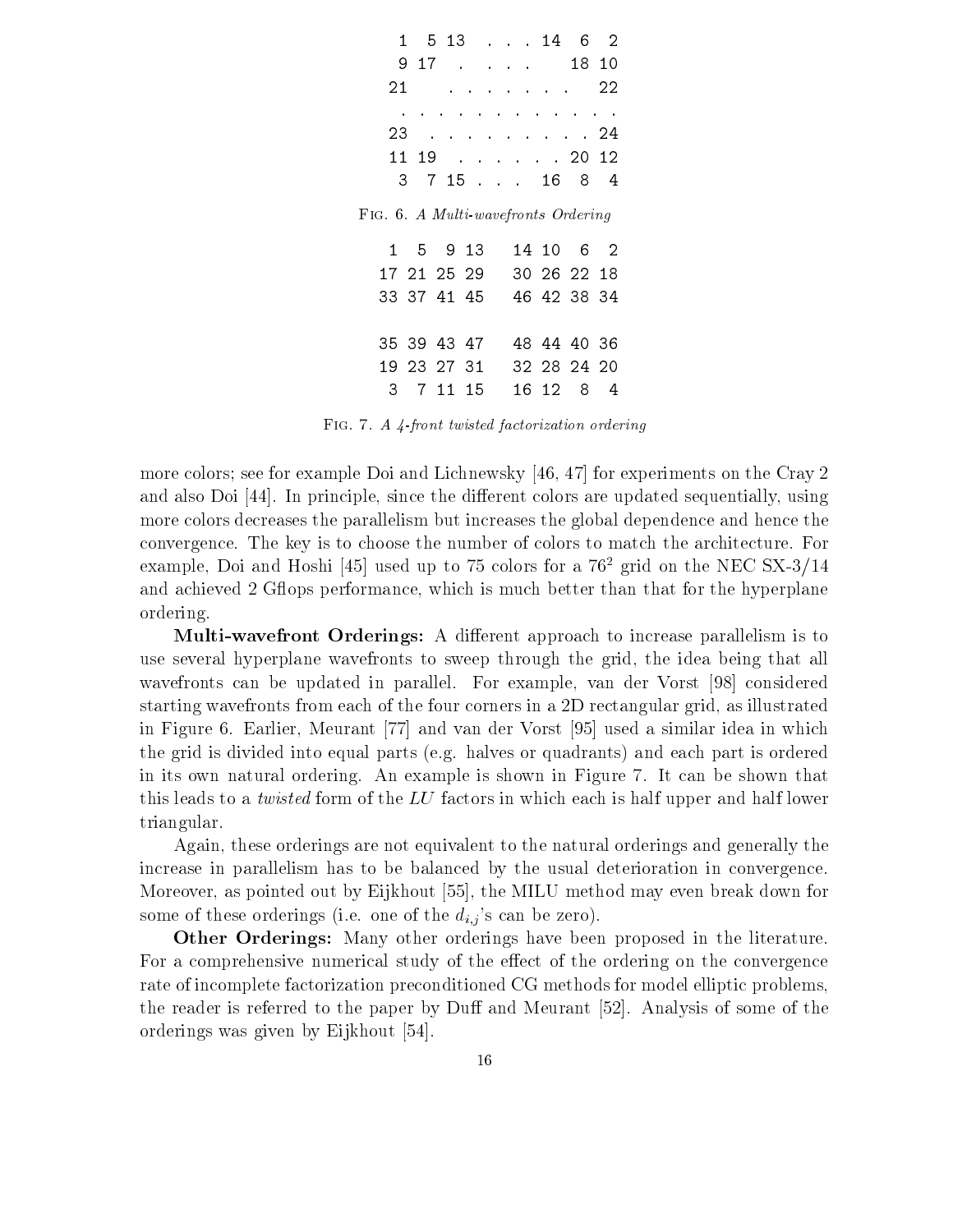```
  1   5 13   . . . 14  6  2
  9 17   .   . . .     18 10
 21      . . . . . . .    22
  . . . . . . . . . . . . .
 23   . . . . . . . . . . 24
 11 19   . . . . . . . 20 12
  3   7 15 . . .   16  8  4
```

Fig. 6. *A Multi-wavefronts Ordering*

```
  1  5  9 13    14 10  6  2
 17 21 25 29    30 26 22 18
 33 37 41 45    46 42 38 34

 35 39 43 47    48 44 40 36
 19 23 27 31    32 28 24 20
  3  7 11 15    16 12  8  4
```

Fig. 7. *A 4-front twisted factorization ordering*

more colors; see for example Doi and Lichnewsky [46, 47] for experiments on the Cray 2 and also Doi [44]. In principle, since the different colors are updated sequentially, using more colors decreases the parallelism but increases the global dependence and hence the convergence. The key is to choose the number of colors to match the architecture. For example, Doi and Hoshi [45] used up to 75 colors for a $76^2$ grid on the NEC SX-3/14 and achieved 2 Gflops performance, which is much better than that for the hyperplane ordering.

**Multi-wavefront Orderings:** A different approach to increase parallelism is to use several hyperplane wavefronts to sweep through the grid, the idea being that all wavefronts can be updated in parallel. For example, van der Vorst [98] considered starting wavefronts from each of the four corners in a 2D rectangular grid, as illustrated in Figure 6. Earlier, Meurant [77] and van der Vorst [95] used a similar idea in which the grid is divided into equal parts (e.g. halves or quadrants) and each part is ordered in its own natural ordering. An example is shown in Figure 7. It can be shown that this leads to a *twisted* form of the *LU* factors in which each is half upper and half lower triangular.

Again, these orderings are not equivalent to the natural orderings and generally the increase in parallelism has to be balanced by the usual deterioration in convergence. Moreover, as pointed out by Eijkhout [55], the MILU method may even break down for some of these orderings (i.e. one of the $d_{i,j}$'s can be zero).

**Other Orderings:** Many other orderings have been proposed in the literature. For a comprehensive numerical study of the effect of the ordering on the convergence rate of incomplete factorization preconditioned CG methods for model elliptic problems, the reader is referred to the paper by Duff and Meurant [52]. Analysis of some of the orderings was given by Eijkhout [54].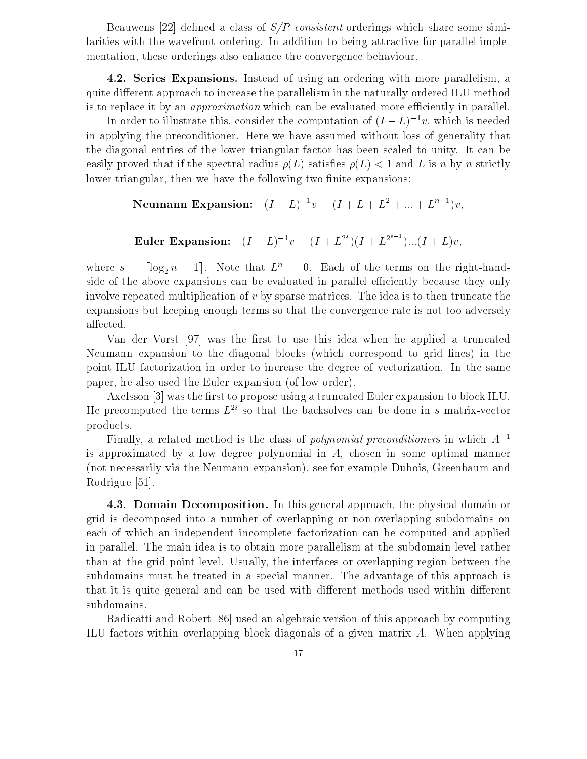Beauwens [22] defined a class of *S/P consistent* orderings which share some similarities with the wavefront ordering. In addition to being attractive for parallel implementation, these orderings also enhance the convergence behaviour.

**4.2. Series Expansions.** Instead of using an ordering with more parallelism, a quite different approach to increase the parallelism in the naturally ordered ILU method is to replace it by an *approximation* which can be evaluated more efficiently in parallel.

In order to illustrate this, consider the computation of $(I-L)^{-1}v$, which is needed in applying the preconditioner. Here we have assumed without loss of generality that the diagonal entries of the lower triangular factor has been scaled to unity. It can be easily proved that if the spectral radius $\rho(L)$ satisfies $\rho(L) < 1$ and $L$ is $n$ by $n$ strictly lower triangular, then we have the following two finite expansions:

$$\textbf{Neumann Expansion:} \quad (I-L)^{-1}v = (I + L + L^2 + ... + L^{n-1})v,$$

$$\textbf{Euler Expansion:} \quad (I-L)^{-1}v = (I + L^{2^s})(I + L^{2^{s-1}})...(I+L)v,$$

where $s = \lceil \log_2 n - 1 \rceil$. Note that $L^n = 0$. Each of the terms on the right-hand-side of the above expansions can be evaluated in parallel efficiently because they only involve repeated multiplication of $v$ by sparse matrices. The idea is to then truncate the expansions but keeping enough terms so that the convergence rate is not too adversely affected.

Van der Vorst [97] was the first to use this idea when he applied a truncated Neumann expansion to the diagonal blocks (which correspond to grid lines) in the point ILU factorization in order to increase the degree of vectorization. In the same paper, he also used the Euler expansion (of low order).

Axelsson [3] was the first to propose using a truncated Euler expansion to block ILU. He precomputed the terms $L^{2i}$ so that the backsolves can be done in $s$ matrix-vector products.

Finally, a related method is the class of *polynomial preconditioners* in which $A^{-1}$ is approximated by a low degree polynomial in $A$, chosen in some optimal manner (not necessarily via the Neumann expansion), see for example Dubois, Greenbaum and Rodrigue [51].

**4.3. Domain Decomposition.** In this general approach, the physical domain or grid is decomposed into a number of overlapping or non-overlapping subdomains on each of which an independent incomplete factorization can be computed and applied in parallel. The main idea is to obtain more parallelism at the subdomain level rather than at the grid point level. Usually, the interfaces or overlapping region between the subdomains must be treated in a special manner. The advantage of this approach is that it is quite general and can be used with different methods used within different subdomains.

Radicatti and Robert [86] used an algebraic version of this approach by computing ILU factors within overlapping block diagonals of a given matrix $A$. When applying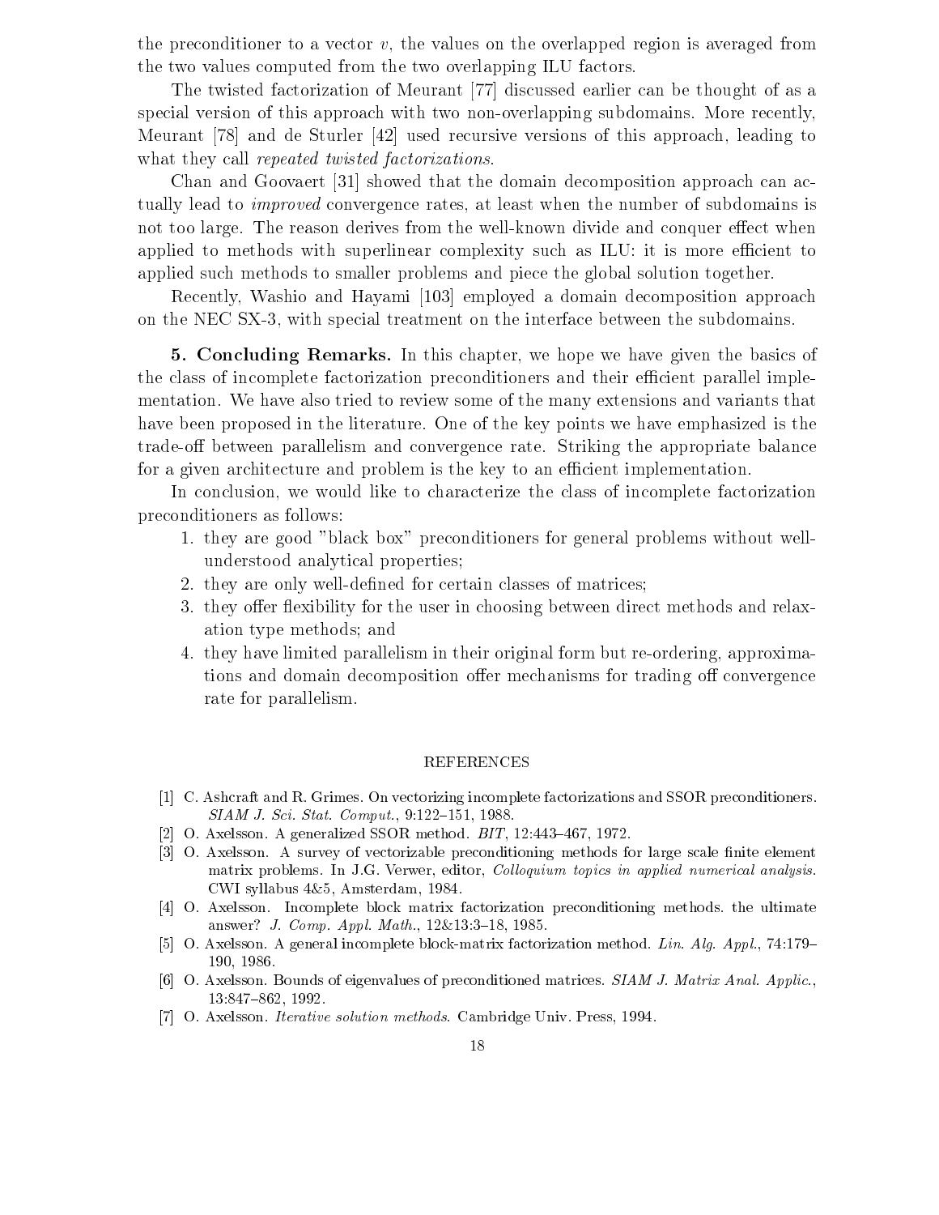the preconditioner to a vector $v$, the values on the overlapped region is averaged from the two values computed from the two overlapping ILU factors.

The twisted factorization of Meurant [77] discussed earlier can be thought of as a special version of this approach with two non-overlapping subdomains. More recently, Meurant [78] and de Sturler [42] used recursive versions of this approach, leading to what they call *repeated twisted factorizations*.

Chan and Goovaert [31] showed that the domain decomposition approach can actually lead to *improved* convergence rates, at least when the number of subdomains is not too large. The reason derives from the well-known divide and conquer effect when applied to methods with superlinear complexity such as ILU: it is more efficient to applied such methods to smaller problems and piece the global solution together.

Recently, Washio and Hayami [103] employed a domain decomposition approach on the NEC SX-3, with special treatment on the interface between the subdomains.

**5. Concluding Remarks.** In this chapter, we hope we have given the basics of the class of incomplete factorization preconditioners and their efficient parallel implementation. We have also tried to review some of the many extensions and variants that have been proposed in the literature. One of the key points we have emphasized is the trade-off between parallelism and convergence rate. Striking the appropriate balance for a given architecture and problem is the key to an efficient implementation.

In conclusion, we would like to characterize the class of incomplete factorization preconditioners as follows:

1. they are good "black box" preconditioners for general problems without well-understood analytical properties;
2. they are only well-defined for certain classes of matrices;
3. they offer flexibility for the user in choosing between direct methods and relaxation type methods; and
4. they have limited parallelism in their original form but re-ordering, approximations and domain decomposition offer mechanisms for trading off convergence rate for parallelism.

## REFERENCES

[1] C. Ashcraft and R. Grimes. On vectorizing incomplete factorizations and SSOR preconditioners. *SIAM J. Sci. Stat. Comput.*, 9:122–151, 1988.

[2] O. Axelsson. A generalized SSOR method. *BIT*, 12:443–467, 1972.

[3] O. Axelsson. A survey of vectorizable preconditioning methods for large scale finite element matrix problems. In J.G. Verwer, editor, *Colloquium topics in applied numerical analysis*. CWI syllabus 4&5, Amsterdam, 1984.

[4] O. Axelsson. Incomplete block matrix factorization preconditioning methods. the ultimate answer? *J. Comp. Appl. Math.*, 12&13:3–18, 1985.

[5] O. Axelsson. A general incomplete block-matrix factorization method. *Lin. Alg. Appl.*, 74:179–190, 1986.

[6] O. Axelsson. Bounds of eigenvalues of preconditioned matrices. *SIAM J. Matrix Anal. Applic.*, 13:847–862, 1992.

[7] O. Axelsson. *Iterative solution methods*. Cambridge Univ. Press, 1994.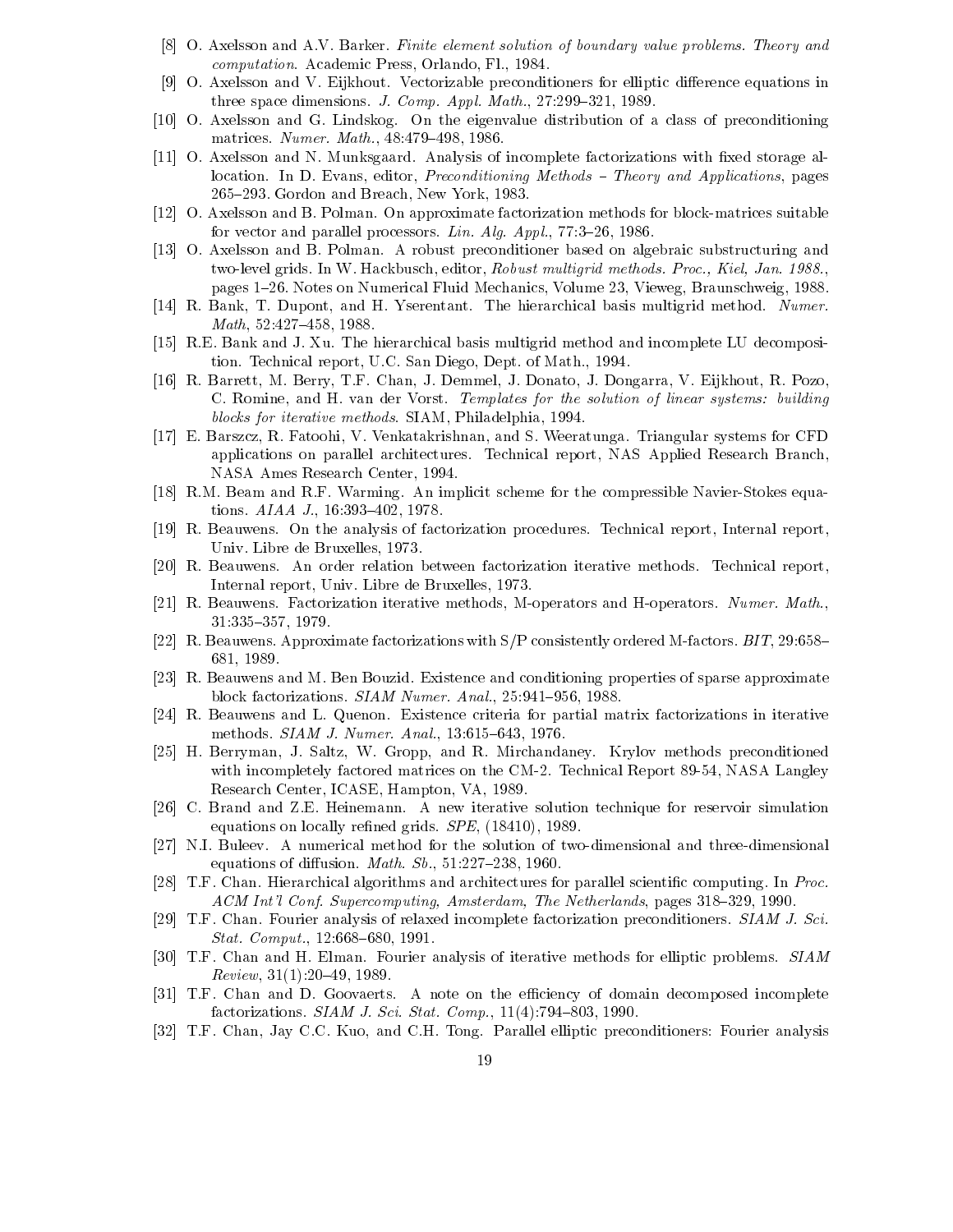[8] O. Axelsson and A.V. Barker. *Finite element solution of boundary value problems. Theory and computation*. Academic Press, Orlando, Fl., 1984.

[9] O. Axelsson and V. Eijkhout. Vectorizable preconditioners for elliptic difference equations in three space dimensions. *J. Comp. Appl. Math.*, 27:299–321, 1989.

[10] O. Axelsson and G. Lindskog. On the eigenvalue distribution of a class of preconditioning matrices. *Numer. Math.*, 48:479–498, 1986.

[11] O. Axelsson and N. Munksgaard. Analysis of incomplete factorizations with fixed storage allocation. In D. Evans, editor, *Preconditioning Methods – Theory and Applications*, pages 265–293. Gordon and Breach, New York, 1983.

[12] O. Axelsson and B. Polman. On approximate factorization methods for block-matrices suitable for vector and parallel processors. *Lin. Alg. Appl.*, 77:3–26, 1986.

[13] O. Axelsson and B. Polman. A robust preconditioner based on algebraic substructuring and two-level grids. In W. Hackbusch, editor, *Robust multigrid methods. Proc., Kiel, Jan. 1988.*, pages 1–26. Notes on Numerical Fluid Mechanics, Volume 23, Vieweg, Braunschweig, 1988.

[14] R. Bank, T. Dupont, and H. Yserentant. The hierarchical basis multigrid method. *Numer. Math*, 52:427–458, 1988.

[15] R.E. Bank and J. Xu. The hierarchical basis multigrid method and incomplete LU decomposition. Technical report, U.C. San Diego, Dept. of Math., 1994.

[16] R. Barrett, M. Berry, T.F. Chan, J. Demmel, J. Donato, J. Dongarra, V. Eijkhout, R. Pozo, C. Romine, and H. van der Vorst. *Templates for the solution of linear systems: building blocks for iterative methods*. SIAM, Philadelphia, 1994.

[17] E. Barszcz, R. Fatoohi, V. Venkatakrishnan, and S. Weeratunga. Triangular systems for CFD applications on parallel architectures. Technical report, NAS Applied Research Branch, NASA Ames Research Center, 1994.

[18] R.M. Beam and R.F. Warming. An implicit scheme for the compressible Navier-Stokes equations. *AIAA J.*, 16:393–402, 1978.

[19] R. Beauwens. On the analysis of factorization procedures. Technical report, Internal report, Univ. Libre de Bruxelles, 1973.

[20] R. Beauwens. An order relation between factorization iterative methods. Technical report, Internal report, Univ. Libre de Bruxelles, 1973.

[21] R. Beauwens. Factorization iterative methods, M-operators and H-operators. *Numer. Math.*, 31:335–357, 1979.

[22] R. Beauwens. Approximate factorizations with S/P consistently ordered M-factors. *BIT*, 29:658–681, 1989.

[23] R. Beauwens and M. Ben Bouzid. Existence and conditioning properties of sparse approximate block factorizations. *SIAM Numer. Anal.*, 25:941–956, 1988.

[24] R. Beauwens and L. Quenon. Existence criteria for partial matrix factorizations in iterative methods. *SIAM J. Numer. Anal.*, 13:615–643, 1976.

[25] H. Berryman, J. Saltz, W. Gropp, and R. Mirchandaney. Krylov methods preconditioned with incompletely factored matrices on the CM-2. Technical Report 89-54, NASA Langley Research Center, ICASE, Hampton, VA, 1989.

[26] C. Brand and Z.E. Heinemann. A new iterative solution technique for reservoir simulation equations on locally refined grids. *SPE*, (18410), 1989.

[27] N.I. Buleev. A numerical method for the solution of two-dimensional and three-dimensional equations of diffusion. *Math. Sb.*, 51:227–238, 1960.

[28] T.F. Chan. Hierarchical algorithms and architectures for parallel scientific computing. In *Proc. ACM Int'l Conf. Supercomputing, Amsterdam, The Netherlands*, pages 318–329, 1990.

[29] T.F. Chan. Fourier analysis of relaxed incomplete factorization preconditioners. *SIAM J. Sci. Stat. Comput.*, 12:668–680, 1991.

[30] T.F. Chan and H. Elman. Fourier analysis of iterative methods for elliptic problems. *SIAM Review*, 31(1):20–49, 1989.

[31] T.F. Chan and D. Goovaerts. A note on the efficiency of domain decomposed incomplete factorizations. *SIAM J. Sci. Stat. Comp.*, 11(4):794–803, 1990.

[32] T.F. Chan, Jay C.C. Kuo, and C.H. Tong. Parallel elliptic preconditioners: Fourier analysis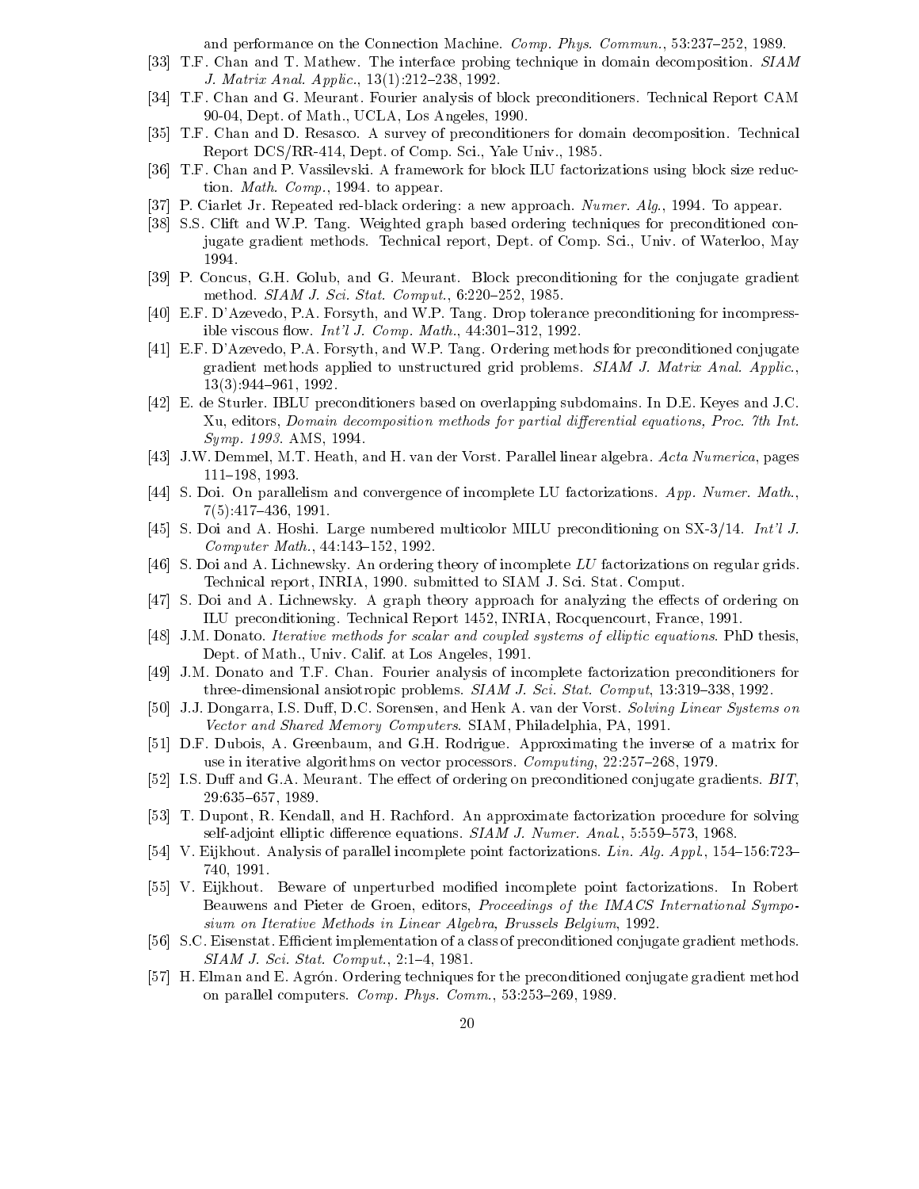and performance on the Connection Machine. *Comp. Phys. Commun.*, 53:237–252, 1989.

[33] T.F. Chan and T. Mathew. The interface probing technique in domain decomposition. *SIAM J. Matrix Anal. Applic.*, 13(1):212–238, 1992.

[34] T.F. Chan and G. Meurant. Fourier analysis of block preconditioners. Technical Report CAM 90-04, Dept. of Math., UCLA, Los Angeles, 1990.

[35] T.F. Chan and D. Resasco. A survey of preconditioners for domain decomposition. Technical Report DCS/RR-414, Dept. of Comp. Sci., Yale Univ., 1985.

[36] T.F. Chan and P. Vassilevski. A framework for block ILU factorizations using block size reduction. *Math. Comp.*, 1994. to appear.

[37] P. Ciarlet Jr. Repeated red-black ordering: a new approach. *Numer. Alg.*, 1994. To appear.

[38] S.S. Clift and W.P. Tang. Weighted graph based ordering techniques for preconditioned conjugate gradient methods. Technical report, Dept. of Comp. Sci., Univ. of Waterloo, May 1994.

[39] P. Concus, G.H. Golub, and G. Meurant. Block preconditioning for the conjugate gradient method. *SIAM J. Sci. Stat. Comput.*, 6:220–252, 1985.

[40] E.F. D'Azevedo, P.A. Forsyth, and W.P. Tang. Drop tolerance preconditioning for incompressible viscous flow. *Int'l J. Comp. Math.*, 44:301–312, 1992.

[41] E.F. D'Azevedo, P.A. Forsyth, and W.P. Tang. Ordering methods for preconditioned conjugate gradient methods applied to unstructured grid problems. *SIAM J. Matrix Anal. Applic.*, 13(3):944–961, 1992.

[42] E. de Sturler. IBLU preconditioners based on overlapping subdomains. In D.E. Keyes and J.C. Xu, editors, *Domain decomposition methods for partial differential equations, Proc. 7th Int. Symp. 1993*. AMS, 1994.

[43] J.W. Demmel, M.T. Heath, and H. van der Vorst. Parallel linear algebra. *Acta Numerica*, pages 111–198, 1993.

[44] S. Doi. On parallelism and convergence of incomplete LU factorizations. *App. Numer. Math.*, 7(5):417–436, 1991.

[45] S. Doi and A. Hoshi. Large numbered multicolor MILU preconditioning on SX-3/14. *Int'l J. Computer Math.*, 44:143–152, 1992.

[46] S. Doi and A. Lichnewsky. An ordering theory of incomplete *LU* factorizations on regular grids. Technical report, INRIA, 1990. submitted to SIAM J. Sci. Stat. Comput.

[47] S. Doi and A. Lichnewsky. A graph theory approach for analyzing the effects of ordering on ILU preconditioning. Technical Report 1452, INRIA, Rocquencourt, France, 1991.

[48] J.M. Donato. *Iterative methods for scalar and coupled systems of elliptic equations*. PhD thesis, Dept. of Math., Univ. Calif. at Los Angeles, 1991.

[49] J.M. Donato and T.F. Chan. Fourier analysis of incomplete factorization preconditioners for three-dimensional ansiotropic problems. *SIAM J. Sci. Stat. Comput*, 13:319–338, 1992.

[50] J.J. Dongarra, I.S. Duff, D.C. Sorensen, and Henk A. van der Vorst. *Solving Linear Systems on Vector and Shared Memory Computers*. SIAM, Philadelphia, PA, 1991.

[51] D.F. Dubois, A. Greenbaum, and G.H. Rodrigue. Approximating the inverse of a matrix for use in iterative algorithms on vector processors. *Computing*, 22:257–268, 1979.

[52] I.S. Duff and G.A. Meurant. The effect of ordering on preconditioned conjugate gradients. *BIT*, 29:635–657, 1989.

[53] T. Dupont, R. Kendall, and H. Rachford. An approximate factorization procedure for solving self-adjoint elliptic difference equations. *SIAM J. Numer. Anal.*, 5:559–573, 1968.

[54] V. Eijkhout. Analysis of parallel incomplete point factorizations. *Lin. Alg. Appl.*, 154–156:723–740, 1991.

[55] V. Eijkhout. Beware of unperturbed modified incomplete point factorizations. In Robert Beauwens and Pieter de Groen, editors, *Proceedings of the IMACS International Symposium on Iterative Methods in Linear Algebra, Brussels Belgium*, 1992.

[56] S.C. Eisenstat. Efficient implementation of a class of preconditioned conjugate gradient methods. *SIAM J. Sci. Stat. Comput.*, 2:1–4, 1981.

[57] H. Elman and E. Agrón. Ordering techniques for the preconditioned conjugate gradient method on parallel computers. *Comp. Phys. Comm.*, 53:253–269, 1989.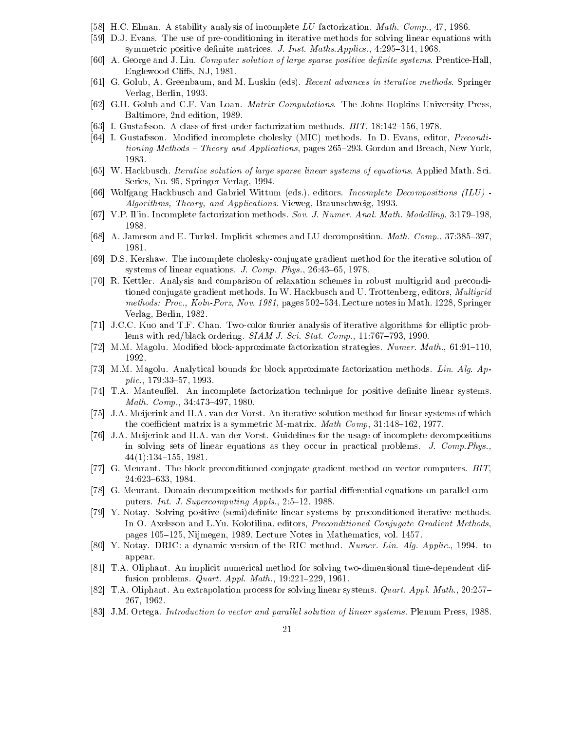[58] H.C. Elman. A stability analysis of incomplete $LU$ factorization. *Math. Comp.*, 47, 1986.

[59] D.J. Evans. The use of pre-conditioning in iterative methods for solving linear equations with symmetric positive definite matrices. *J. Inst. Maths.Applics.*, 4:295–314, 1968.

[60] A. George and J. Liu. *Computer solution of large sparse positive definite systems*. Prentice-Hall, Englewood Cliffs, NJ, 1981.

[61] G. Golub, A. Greenbaum, and M. Luskin (eds). *Recent advances in iterative methods*. Springer Verlag, Berlin, 1993.

[62] G.H. Golub and C.F. Van Loan. *Matrix Computations*. The Johns Hopkins University Press, Baltimore, 2nd edition, 1989.

[63] I. Gustafsson. A class of first-order factorization methods. *BIT*, 18:142–156, 1978.

[64] I. Gustafsson. Modified incomplete cholesky (MIC) methods. In D. Evans, editor, *Preconditioning Methods – Theory and Applications*, pages 265–293. Gordon and Breach, New York, 1983.

[65] W. Hackbusch. *Iterative solution of large sparse linear systems of equations*. Applied Math. Sci. Series, No. 95, Springer Verlag, 1994.

[66] Wolfgang Hackbusch and Gabriel Wittum (eds.), editors. *Incomplete Decompositions (ILU) - Algorithms, Theory, and Applications*. Vieweg, Braunschweig, 1993.

[67] V.P. Il'in. Incomplete factorization methods. *Sov. J. Numer. Anal. Math. Modelling*, 3:179–198, 1988.

[68] A. Jameson and E. Turkel. Implicit schemes and LU decomposition. *Math. Comp.*, 37:385–397, 1981.

[69] D.S. Kershaw. The incomplete cholesky-conjugate gradient method for the iterative solution of systems of linear equations. *J. Comp. Phys.*, 26:43–65, 1978.

[70] R. Kettler. Analysis and comparison of relaxation schemes in robust multigrid and preconditioned conjugate gradient methods. In W. Hackbusch and U. Trottenberg, editors, *Multigrid methods: Proc., Koln-Porz, Nov. 1981*, pages 502–534. Lecture notes in Math. 1228, Springer Verlag, Berlin, 1982.

[71] J.C.C. Kuo and T.F. Chan. Two-color fourier analysis of iterative algorithms for elliptic problems with red/black ordering. *SIAM J. Sci. Stat. Comp.*, 11:767–793, 1990.

[72] M.M. Magolu. Modified block-approximate factorization strategies. *Numer. Math.*, 61:91–110, 1992.

[73] M.M. Magolu. Analytical bounds for block approximate factorization methods. *Lin. Alg. Applic.*, 179:33–57, 1993.

[74] T.A. Manteuffel. An incomplete factorization technique for positive definite linear systems. *Math. Comp.*, 34:473–497, 1980.

[75] J.A. Meijerink and H.A. van der Vorst. An iterative solution method for linear systems of which the coefficient matrix is a symmetric M-matrix. *Math Comp*, 31:148–162, 1977.

[76] J.A. Meijerink and H.A. van der Vorst. Guidelines for the usage of incomplete decompositions in solving sets of linear equations as they occur in practical problems. *J. Comp.Phys.*, 44(1):134–155, 1981.

[77] G. Meurant. The block preconditioned conjugate gradient method on vector computers. *BIT*, 24:623–633, 1984.

[78] G. Meurant. Domain decomposition methods for partial differential equations on parallel computers. *Int. J. Supercomputing Appls.*, 2:5–12, 1988.

[79] Y. Notay. Solving positive (semi)definite linear systems by preconditioned iterative methods. In O. Axelsson and L.Yu. Kolotilina, editors, *Preconditioned Conjugate Gradient Methods*, pages 105–125, Nijmegen, 1989. Lecture Notes in Mathematics, vol. 1457.

[80] Y. Notay. DRIC: a dynamic version of the RIC method. *Numer. Lin. Alg. Applic.*, 1994. to appear.

[81] T.A. Oliphant. An implicit numerical method for solving two-dimensional time-dependent diffusion problems. *Quart. Appl. Math.*, 19:221–229, 1961.

[82] T.A. Oliphant. An extrapolation process for solving linear systems. *Quart. Appl. Math.*, 20:257–267, 1962.

[83] J.M. Ortega. *Introduction to vector and parallel solution of linear systems*. Plenum Press, 1988.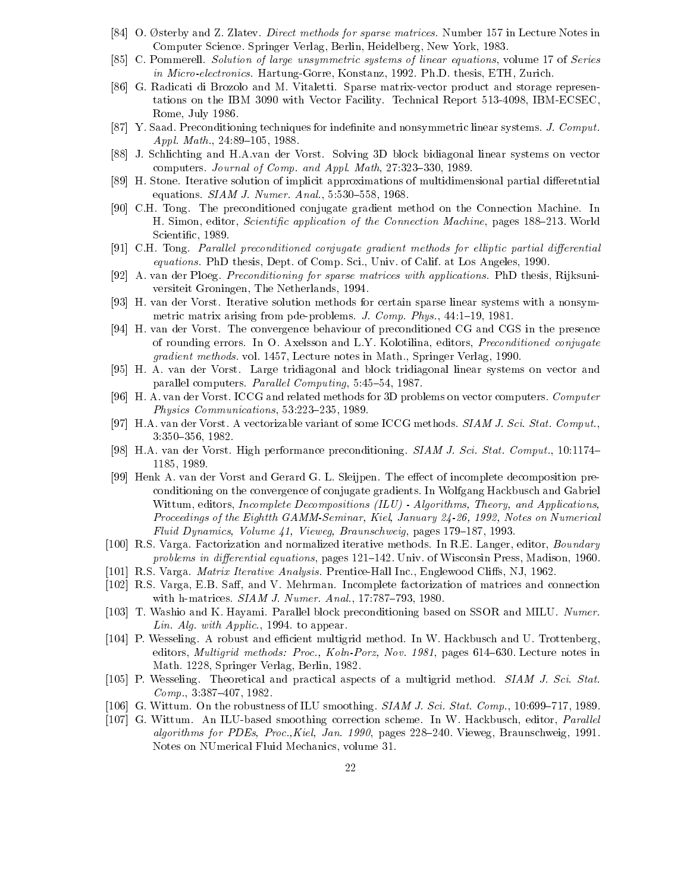[84] O. Østerby and Z. Zlatev. *Direct methods for sparse matrices*. Number 157 in Lecture Notes in Computer Science. Springer Verlag, Berlin, Heidelberg, New York, 1983.

[85] C. Pommerell. *Solution of large unsymmetric systems of linear equations*, volume 17 of *Series in Micro-electronics*. Hartung-Gorre, Konstanz, 1992. Ph.D. thesis, ETH, Zurich.

[86] G. Radicati di Brozolo and M. Vitaletti. Sparse matrix-vector product and storage representations on the IBM 3090 with Vector Facility. Technical Report 513-4098, IBM-ECSEC, Rome, July 1986.

[87] Y. Saad. Preconditioning techniques for indefinite and nonsymmetric linear systems. *J. Comput. Appl. Math.*, 24:89–105, 1988.

[88] J. Schlichting and H.A.van der Vorst. Solving 3D block bidiagonal linear systems on vector computers. *Journal of Comp. and Appl. Math*, 27:323–330, 1989.

[89] H. Stone. Iterative solution of implicit approximations of multidimensional partial differetntial equations. *SIAM J. Numer. Anal.*, 5:530–558, 1968.

[90] C.H. Tong. The preconditioned conjugate gradient method on the Connection Machine. In H. Simon, editor, *Scientific application of the Connection Machine*, pages 188–213. World Scientific, 1989.

[91] C.H. Tong. *Parallel preconditioned conjugate gradient methods for elliptic partial differential equations*. PhD thesis, Dept. of Comp. Sci., Univ. of Calif. at Los Angeles, 1990.

[92] A. van der Ploeg. *Preconditioning for sparse matrices with applications*. PhD thesis, Rijksuniversiteit Groningen, The Netherlands, 1994.

[93] H. van der Vorst. Iterative solution methods for certain sparse linear systems with a nonsymmetric matrix arising from pde-problems. *J. Comp. Phys.*, 44:1–19, 1981.

[94] H. van der Vorst. The convergence behaviour of preconditioned CG and CGS in the presence of rounding errors. In O. Axelsson and L.Y. Kolotilina, editors, *Preconditioned conjugate gradient methods*. vol. 1457, Lecture notes in Math., Springer Verlag, 1990.

[95] H. A. van der Vorst. Large tridiagonal and block tridiagonal linear systems on vector and parallel computers. *Parallel Computing*, 5:45–54, 1987.

[96] H. A. van der Vorst. ICCG and related methods for 3D problems on vector computers. *Computer Physics Communications*, 53:223–235, 1989.

[97] H.A. van der Vorst. A vectorizable variant of some ICCG methods. *SIAM J. Sci. Stat. Comput.*, 3:350–356, 1982.

[98] H.A. van der Vorst. High performance preconditioning. *SIAM J. Sci. Stat. Comput.*, 10:1174–1185, 1989.

[99] Henk A. van der Vorst and Gerard G. L. Sleijpen. The effect of incomplete decomposition preconditioning on the convergence of conjugate gradients. In Wolfgang Hackbusch and Gabriel Wittum, editors, *Incomplete Decompositions (ILU) - Algorithms, Theory, and Applications, Proceedings of the Eightth GAMM-Seminar, Kiel, January 24-26, 1992, Notes on Numerical Fluid Dynamics, Volume 41, Vieweg, Braunschweig*, pages 179–187, 1993.

[100] R.S. Varga. Factorization and normalized iterative methods. In R.E. Langer, editor, *Boundary problems in differential equations*, pages 121–142. Univ. of Wisconsin Press, Madison, 1960.

[101] R.S. Varga. *Matrix Iterative Analysis*. Prentice-Hall Inc., Englewood Cliffs, NJ, 1962.

[102] R.S. Varga, E.B. Saff, and V. Mehrman. Incomplete factorization of matrices and connection with h-matrices. *SIAM J. Numer. Anal.*, 17:787–793, 1980.

[103] T. Washio and K. Hayami. Parallel block preconditioning based on SSOR and MILU. *Numer. Lin. Alg. with Applic.*, 1994. to appear.

[104] P. Wesseling. A robust and efficient multigrid method. In W. Hackbusch and U. Trottenberg, editors, *Multigrid methods: Proc., Koln-Porz, Nov. 1981*, pages 614–630. Lecture notes in Math. 1228, Springer Verlag, Berlin, 1982.

[105] P. Wesseling. Theoretical and practical aspects of a multigrid method. *SIAM J. Sci. Stat. Comp.*, 3:387–407, 1982.

[106] G. Wittum. On the robustness of ILU smoothing. *SIAM J. Sci. Stat. Comp.*, 10:699–717, 1989.

[107] G. Wittum. An ILU-based smoothing correction scheme. In W. Hackbusch, editor, *Parallel algorithms for PDEs, Proc.,Kiel, Jan. 1990*, pages 228–240. Vieweg, Braunschweig, 1991. Notes on NUmerical Fluid Mechanics, volume 31.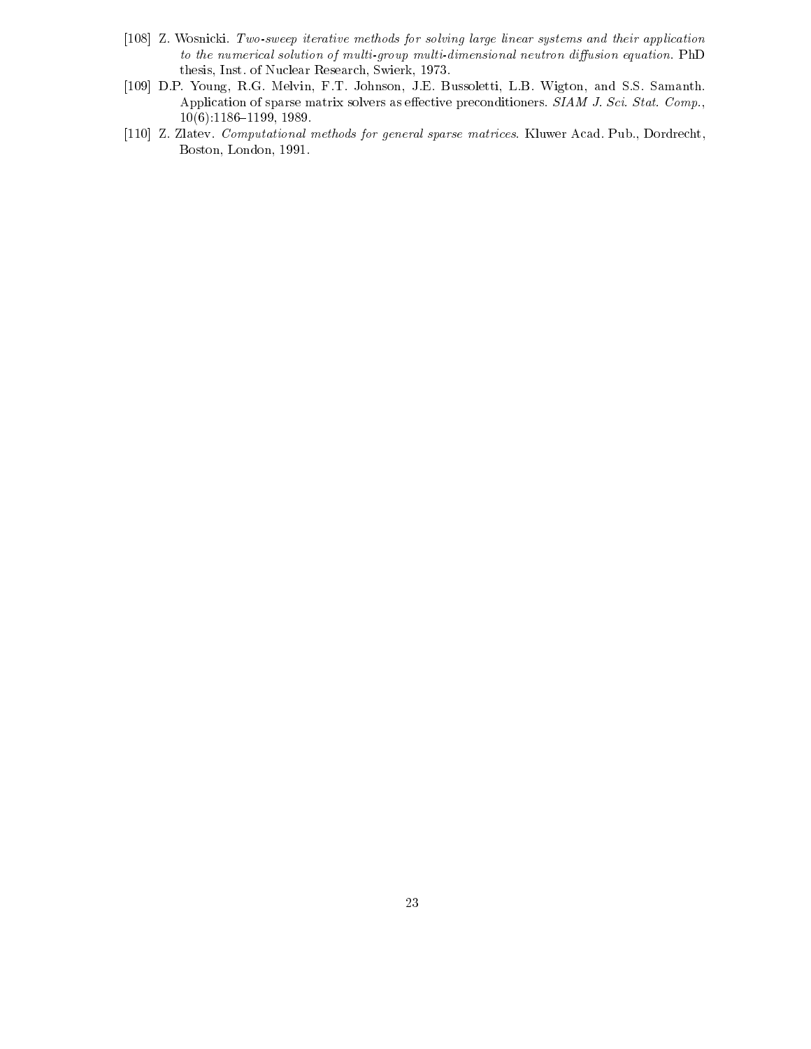[108] Z. Wosnicki. *Two-sweep iterative methods for solving large linear systems and their application to the numerical solution of multi-group multi-dimensional neutron diffusion equation*. PhD thesis, Inst. of Nuclear Research, Swierk, 1973.

[109] D.P. Young, R.G. Melvin, F.T. Johnson, J.E. Bussoletti, L.B. Wigton, and S.S. Samanth. Application of sparse matrix solvers as effective preconditioners. *SIAM J. Sci. Stat. Comp.*, 10(6):1186–1199, 1989.

[110] Z. Zlatev. *Computational methods for general sparse matrices*. Kluwer Acad. Pub., Dordrecht, Boston, London, 1991.